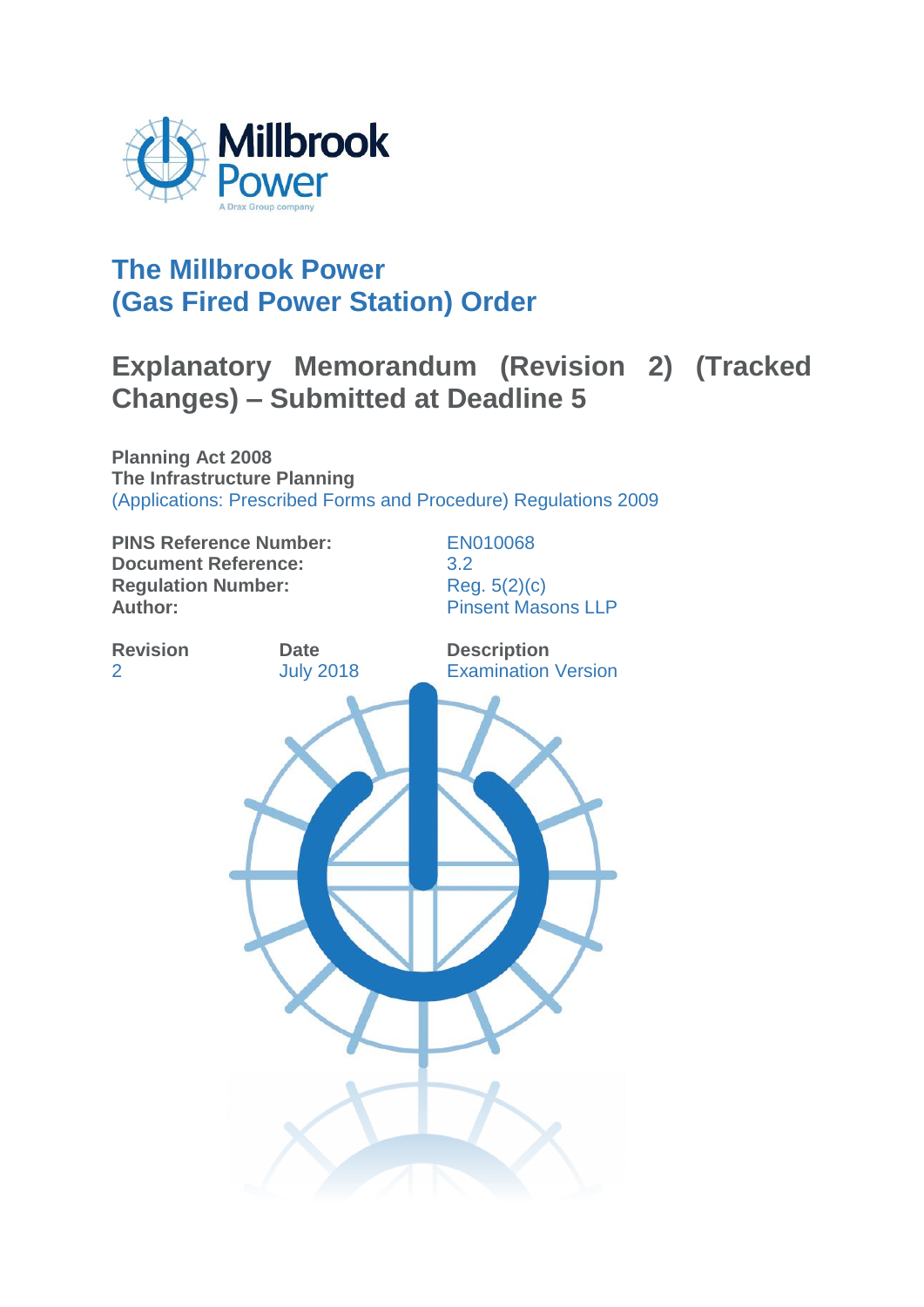# The Millbrook Power (Gas Fired Power Station) Order

## Explanatory Memorandum (Revision 2) (Tracked Changes) – Submitted at Deadline 5

**Planning Act 2008**
**The Infrastructure Planning**
(Applications: Prescribed Forms and Procedure) Regulations 2009

| | |
|---|---|
| **PINS Reference Number:** | EN010068 |
| **Document Reference:** | 3.2 |
| **Regulation Number:** | Reg. 5(2)(c) |
| **Author:** | Pinsent Masons LLP |

| **Revision** | **Date** | **Description** |
|---|---|---|
| 2 | July 2018 | Examination Version |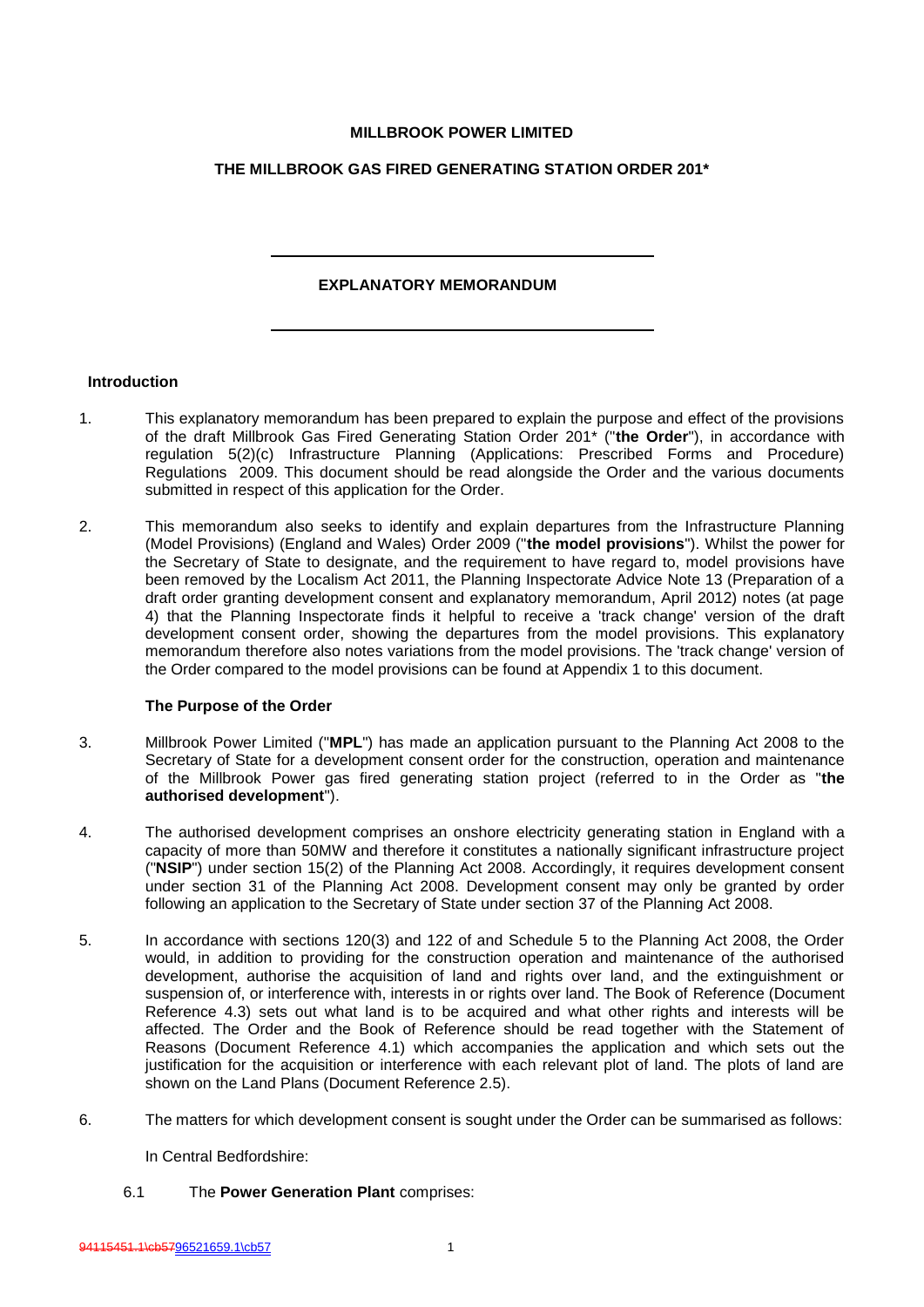**MILLBROOK POWER LIMITED**

**THE MILLBROOK GAS FIRED GENERATING STATION ORDER 201***

---

**EXPLANATORY MEMORANDUM**

---

**Introduction**

1. This explanatory memorandum has been prepared to explain the purpose and effect of the provisions of the draft Millbrook Gas Fired Generating Station Order 201* ("**the Order**"), in accordance with regulation 5(2)(c) Infrastructure Planning (Applications: Prescribed Forms and Procedure) Regulations 2009. This document should be read alongside the Order and the various documents submitted in respect of this application for the Order.

2. This memorandum also seeks to identify and explain departures from the Infrastructure Planning (Model Provisions) (England and Wales) Order 2009 ("**the model provisions**"). Whilst the power for the Secretary of State to designate, and the requirement to have regard to, model provisions have been removed by the Localism Act 2011, the Planning Inspectorate Advice Note 13 (Preparation of a draft order granting development consent and explanatory memorandum, April 2012) notes (at page 4) that the Planning Inspectorate finds it helpful to receive a 'track change' version of the draft development consent order, showing the departures from the model provisions. This explanatory memorandum therefore also notes variations from the model provisions. The 'track change' version of the Order compared to the model provisions can be found at Appendix 1 to this document.

**The Purpose of the Order**

3. Millbrook Power Limited ("**MPL**") has made an application pursuant to the Planning Act 2008 to the Secretary of State for a development consent order for the construction, operation and maintenance of the Millbrook Power gas fired generating station project (referred to in the Order as "**the authorised development**").

4. The authorised development comprises an onshore electricity generating station in England with a capacity of more than 50MW and therefore it constitutes a nationally significant infrastructure project ("**NSIP**") under section 15(2) of the Planning Act 2008. Accordingly, it requires development consent under section 31 of the Planning Act 2008. Development consent may only be granted by order following an application to the Secretary of State under section 37 of the Planning Act 2008.

5. In accordance with sections 120(3) and 122 of and Schedule 5 to the Planning Act 2008, the Order would, in addition to providing for the construction operation and maintenance of the authorised development, authorise the acquisition of land and rights over land, and the extinguishment or suspension of, or interference with, interests in or rights over land. The Book of Reference (Document Reference 4.3) sets out what land is to be acquired and what other rights and interests will be affected. The Order and the Book of Reference should be read together with the Statement of Reasons (Document Reference 4.1) which accompanies the application and which sets out the justification for the acquisition or interference with each relevant plot of land. The plots of land are shown on the Land Plans (Document Reference 2.5).

6. The matters for which development consent is sought under the Order can be summarised as follows:

   In Central Bedfordshire:

   6.1 The **Power Generation Plant** comprises: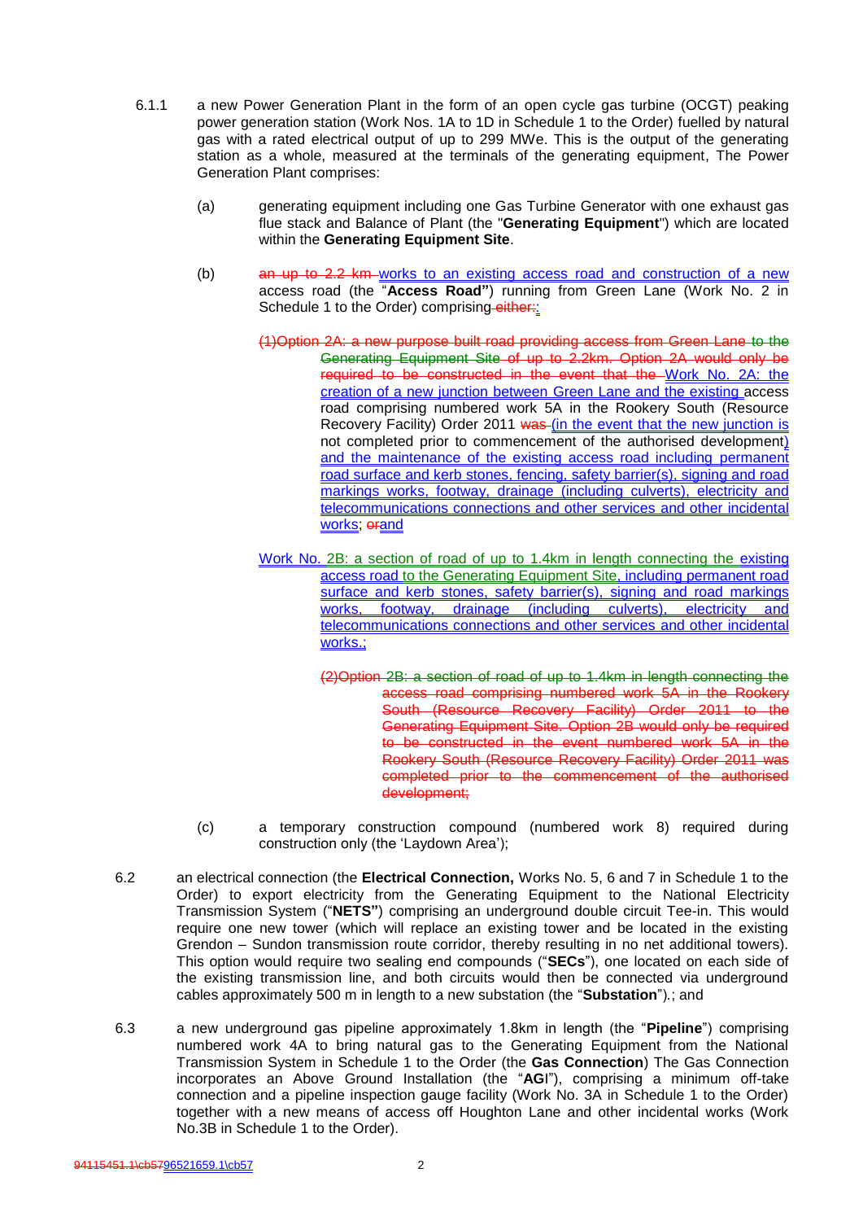6.1.1 a new Power Generation Plant in the form of an open cycle gas turbine (OCGT) peaking power generation station (Work Nos. 1A to 1D in Schedule 1 to the Order) fuelled by natural gas with a rated electrical output of up to 299 MWe. This is the output of the generating station as a whole, measured at the terminals of the generating equipment, The Power Generation Plant comprises:

(a) generating equipment including one Gas Turbine Generator with one exhaust gas flue stack and Balance of Plant (the "**Generating Equipment**") which are located within the **Generating Equipment Site**.

(b) ~~an up to 2.2 km~~ works to an existing access road and construction of a new access road (the "**Access Road"**) running from Green Lane (Work No. 2 in Schedule 1 to the Order) comprising ~~either:~~:

~~(1)Option 2A: a new purpose built road providing access from Green Lane to the Generating Equipment Site of up to 2.2km. Option 2A would only be required to be constructed in the event that the~~ Work No. 2A: the creation of a new junction between Green Lane and the existing access road comprising numbered work 5A in the Rookery South (Resource Recovery Facility) Order 2011 ~~was~~ (in the event that the new junction is not completed prior to commencement of the authorised development) and the maintenance of the existing access road including permanent road surface and kerb stones, fencing, safety barrier(s), signing and road markings works, footway, drainage (including culverts), electricity and telecommunications connections and other services and other incidental works; ~~or~~and

Work No. 2B: a section of road of up to 1.4km in length connecting the existing access road to the Generating Equipment Site, including permanent road surface and kerb stones, safety barrier(s), signing and road markings works, footway, drainage (including culverts), electricity and telecommunications connections and other services and other incidental works.;

~~(2)Option 2B: a section of road of up to 1.4km in length connecting the access road comprising numbered work 5A in the Rookery South (Resource Recovery Facility) Order 2011 to the Generating Equipment Site. Option 2B would only be required to be constructed in the event numbered work 5A in the Rookery South (Resource Recovery Facility) Order 2011 was completed prior to the commencement of the authorised development;~~

(c) a temporary construction compound (numbered work 8) required during construction only (the 'Laydown Area');

6.2 an electrical connection (the **Electrical Connection,** Works No. 5, 6 and 7 in Schedule 1 to the Order) to export electricity from the Generating Equipment to the National Electricity Transmission System ("**NETS"**) comprising an underground double circuit Tee-in. This would require one new tower (which will replace an existing tower and be located in the existing Grendon – Sundon transmission route corridor, thereby resulting in no net additional towers). This option would require two sealing end compounds ("**SECs**"), one located on each side of the existing transmission line, and both circuits would then be connected via underground cables approximately 500 m in length to a new substation (the "**Substation**").; and

6.3 a new underground gas pipeline approximately 1.8km in length (the "**Pipeline**") comprising numbered work 4A to bring natural gas to the Generating Equipment from the National Transmission System in Schedule 1 to the Order (the **Gas Connection**) The Gas Connection incorporates an Above Ground Installation (the "**AGI**"), comprising a minimum off-take connection and a pipeline inspection gauge facility (Work No. 3A in Schedule 1 to the Order) together with a new means of access off Houghton Lane and other incidental works (Work No.3B in Schedule 1 to the Order).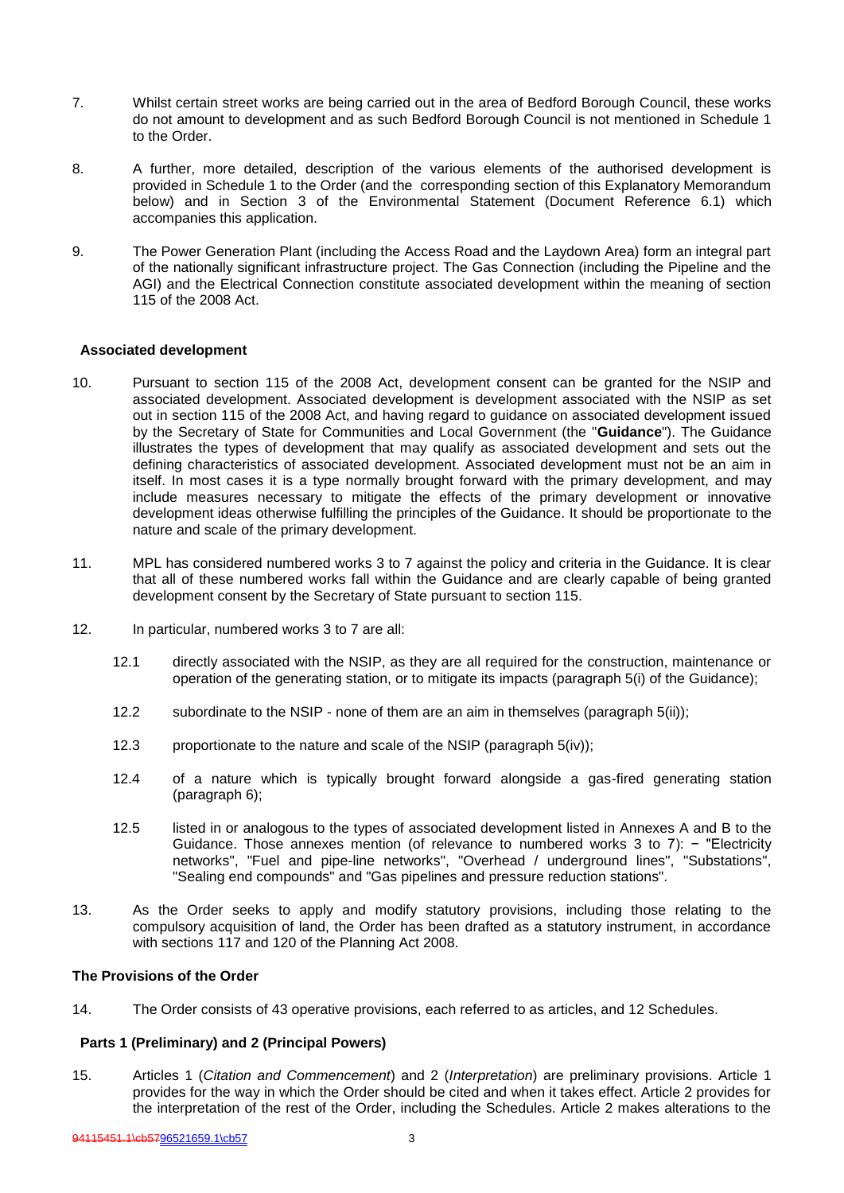7. Whilst certain street works are being carried out in the area of Bedford Borough Council, these works do not amount to development and as such Bedford Borough Council is not mentioned in Schedule 1 to the Order.

8. A further, more detailed, description of the various elements of the authorised development is provided in Schedule 1 to the Order (and the corresponding section of this Explanatory Memorandum below) and in Section 3 of the Environmental Statement (Document Reference 6.1) which accompanies this application.

9. The Power Generation Plant (including the Access Road and the Laydown Area) form an integral part of the nationally significant infrastructure project. The Gas Connection (including the Pipeline and the AGI) and the Electrical Connection constitute associated development within the meaning of section 115 of the 2008 Act.

### Associated development

10. Pursuant to section 115 of the 2008 Act, development consent can be granted for the NSIP and associated development. Associated development is development associated with the NSIP as set out in section 115 of the 2008 Act, and having regard to guidance on associated development issued by the Secretary of State for Communities and Local Government (the "**Guidance**"). The Guidance illustrates the types of development that may qualify as associated development and sets out the defining characteristics of associated development. Associated development must not be an aim in itself. In most cases it is a type normally brought forward with the primary development, and may include measures necessary to mitigate the effects of the primary development or innovative development ideas otherwise fulfilling the principles of the Guidance. It should be proportionate to the nature and scale of the primary development.

11. MPL has considered numbered works 3 to 7 against the policy and criteria in the Guidance. It is clear that all of these numbered works fall within the Guidance and are clearly capable of being granted development consent by the Secretary of State pursuant to section 115.

12. In particular, numbered works 3 to 7 are all:

    12.1 directly associated with the NSIP, as they are all required for the construction, maintenance or operation of the generating station, or to mitigate its impacts (paragraph 5(i) of the Guidance);

    12.2 subordinate to the NSIP - none of them are an aim in themselves (paragraph 5(ii));

    12.3 proportionate to the nature and scale of the NSIP (paragraph 5(iv));

    12.4 of a nature which is typically brought forward alongside a gas-fired generating station (paragraph 6);

    12.5 listed in or analogous to the types of associated development listed in Annexes A and B to the Guidance. Those annexes mention (of relevance to numbered works 3 to 7): − "Electricity networks", "Fuel and pipe-line networks", "Overhead / underground lines", "Substations", "Sealing end compounds" and "Gas pipelines and pressure reduction stations".

13. As the Order seeks to apply and modify statutory provisions, including those relating to the compulsory acquisition of land, the Order has been drafted as a statutory instrument, in accordance with sections 117 and 120 of the Planning Act 2008.

## The Provisions of the Order

14. The Order consists of 43 operative provisions, each referred to as articles, and 12 Schedules.

### Parts 1 (Preliminary) and 2 (Principal Powers)

15. Articles 1 (*Citation and Commencement*) and 2 (*Interpretation*) are preliminary provisions. Article 1 provides for the way in which the Order should be cited and when it takes effect. Article 2 provides for the interpretation of the rest of the Order, including the Schedules. Article 2 makes alterations to the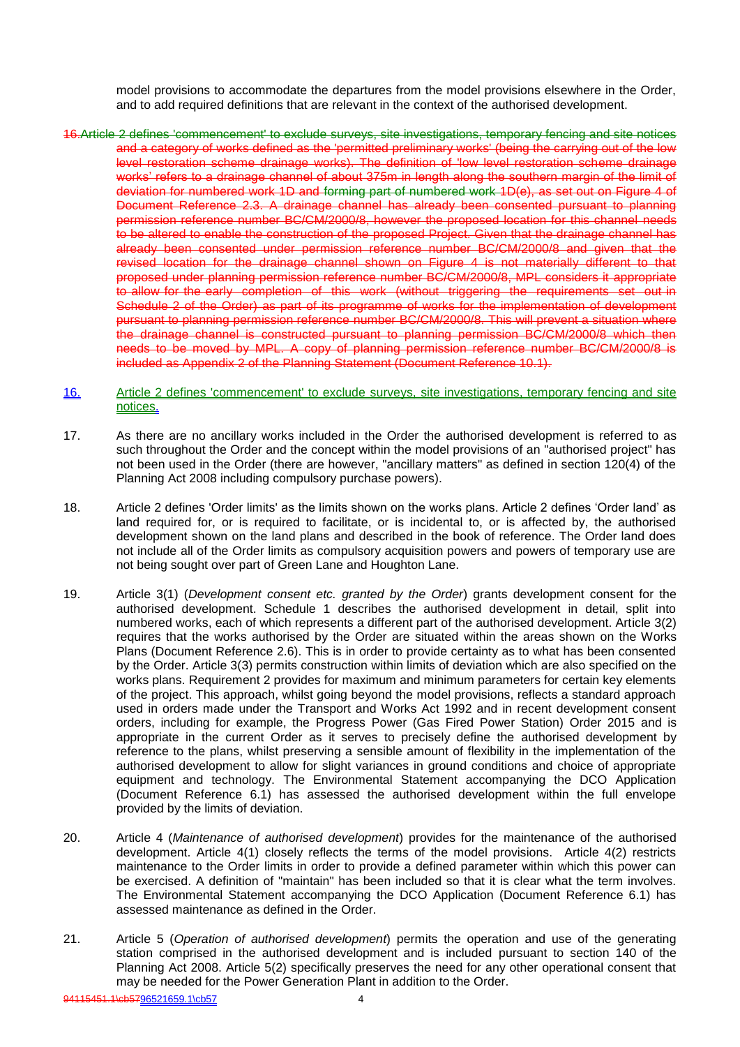model provisions to accommodate the departures from the model provisions elsewhere in the Order, and to add required definitions that are relevant in the context of the authorised development.

~~16. Article 2 defines 'commencement' to exclude surveys, site investigations, temporary fencing and site notices and a category of works defined as the 'permitted preliminary works' (being the carrying out of the low level restoration scheme drainage works). The definition of 'low level restoration scheme drainage works' refers to a drainage channel of about 375m in length along the southern margin of the limit of deviation for numbered work 1D and forming part of numbered work 1D(e), as set out on Figure 4 of Document Reference 2.3. A drainage channel has already been consented pursuant to planning permission reference number BC/CM/2000/8, however the proposed location for this channel needs to be altered to enable the construction of the proposed Project. Given that the drainage channel has already been consented under permission reference number BC/CM/2000/8 and given that the revised location for the drainage channel shown on Figure 4 is not materially different to that proposed under planning permission reference number BC/CM/2000/8, MPL considers it appropriate to allow for the early completion of this work (without triggering the requirements set out in Schedule 2 of the Order) as part of its programme of works for the implementation of development pursuant to planning permission reference number BC/CM/2000/8. This will prevent a situation where the drainage channel is constructed pursuant to planning permission BC/CM/2000/8 which then needs to be moved by MPL. A copy of planning permission reference number BC/CM/2000/8 is included as Appendix 2 of the Planning Statement (Document Reference 10.1).~~

16. Article 2 defines 'commencement' to exclude surveys, site investigations, temporary fencing and site notices.

17. As there are no ancillary works included in the Order the authorised development is referred to as such throughout the Order and the concept within the model provisions of an "authorised project" has not been used in the Order (there are however, "ancillary matters" as defined in section 120(4) of the Planning Act 2008 including compulsory purchase powers).

18. Article 2 defines 'Order limits' as the limits shown on the works plans. Article 2 defines 'Order land' as land required for, or is required to facilitate, or is incidental to, or is affected by, the authorised development shown on the land plans and described in the book of reference. The Order land does not include all of the Order limits as compulsory acquisition powers and powers of temporary use are not being sought over part of Green Lane and Houghton Lane.

19. Article 3(1) (*Development consent etc. granted by the Order*) grants development consent for the authorised development. Schedule 1 describes the authorised development in detail, split into numbered works, each of which represents a different part of the authorised development. Article 3(2) requires that the works authorised by the Order are situated within the areas shown on the Works Plans (Document Reference 2.6). This is in order to provide certainty as to what has been consented by the Order. Article 3(3) permits construction within limits of deviation which are also specified on the works plans. Requirement 2 provides for maximum and minimum parameters for certain key elements of the project. This approach, whilst going beyond the model provisions, reflects a standard approach used in orders made under the Transport and Works Act 1992 and in recent development consent orders, including for example, the Progress Power (Gas Fired Power Station) Order 2015 and is appropriate in the current Order as it serves to precisely define the authorised development by reference to the plans, whilst preserving a sensible amount of flexibility in the implementation of the authorised development to allow for slight variances in ground conditions and choice of appropriate equipment and technology. The Environmental Statement accompanying the DCO Application (Document Reference 6.1) has assessed the authorised development within the full envelope provided by the limits of deviation.

20. Article 4 (*Maintenance of authorised development*) provides for the maintenance of the authorised development. Article 4(1) closely reflects the terms of the model provisions. Article 4(2) restricts maintenance to the Order limits in order to provide a defined parameter within which this power can be exercised. A definition of "maintain" has been included so that it is clear what the term involves. The Environmental Statement accompanying the DCO Application (Document Reference 6.1) has assessed maintenance as defined in the Order.

21. Article 5 (*Operation of authorised development*) permits the operation and use of the generating station comprised in the authorised development and is included pursuant to section 140 of the Planning Act 2008. Article 5(2) specifically preserves the need for any other operational consent that may be needed for the Power Generation Plant in addition to the Order.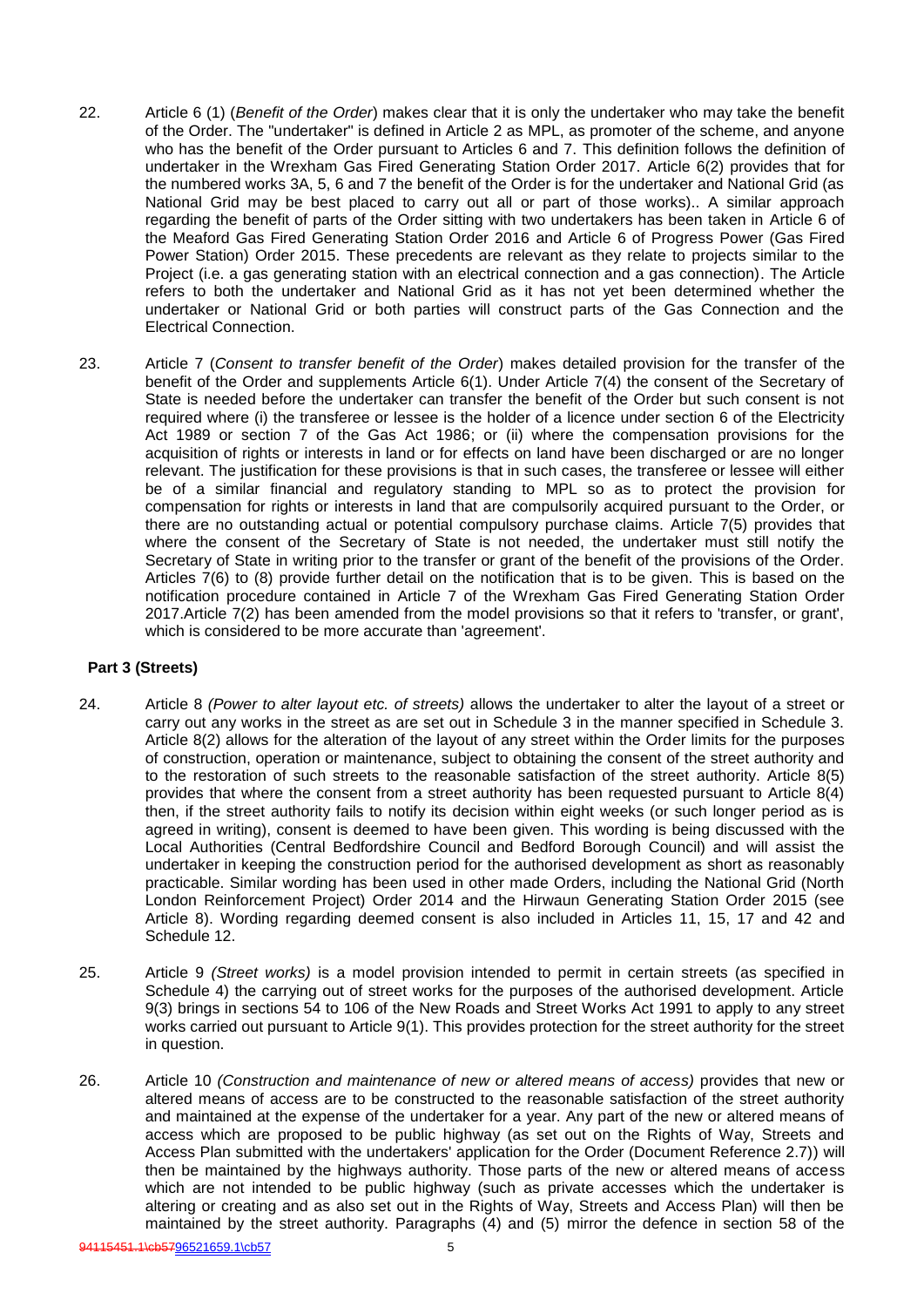22. Article 6 (1) (*Benefit of the Order*) makes clear that it is only the undertaker who may take the benefit of the Order. The "undertaker" is defined in Article 2 as MPL, as promoter of the scheme, and anyone who has the benefit of the Order pursuant to Articles 6 and 7. This definition follows the definition of undertaker in the Wrexham Gas Fired Generating Station Order 2017. Article 6(2) provides that for the numbered works 3A, 5, 6 and 7 the benefit of the Order is for the undertaker and National Grid (as National Grid may be best placed to carry out all or part of those works).. A similar approach regarding the benefit of parts of the Order sitting with two undertakers has been taken in Article 6 of the Meaford Gas Fired Generating Station Order 2016 and Article 6 of Progress Power (Gas Fired Power Station) Order 2015. These precedents are relevant as they relate to projects similar to the Project (i.e. a gas generating station with an electrical connection and a gas connection). The Article refers to both the undertaker and National Grid as it has not yet been determined whether the undertaker or National Grid or both parties will construct parts of the Gas Connection and the Electrical Connection.

23. Article 7 (*Consent to transfer benefit of the Order*) makes detailed provision for the transfer of the benefit of the Order and supplements Article 6(1). Under Article 7(4) the consent of the Secretary of State is needed before the undertaker can transfer the benefit of the Order but such consent is not required where (i) the transferee or lessee is the holder of a licence under section 6 of the Electricity Act 1989 or section 7 of the Gas Act 1986; or (ii) where the compensation provisions for the acquisition of rights or interests in land or for effects on land have been discharged or are no longer relevant. The justification for these provisions is that in such cases, the transferee or lessee will either be of a similar financial and regulatory standing to MPL so as to protect the provision for compensation for rights or interests in land that are compulsorily acquired pursuant to the Order, or there are no outstanding actual or potential compulsory purchase claims. Article 7(5) provides that where the consent of the Secretary of State is not needed, the undertaker must still notify the Secretary of State in writing prior to the transfer or grant of the benefit of the provisions of the Order. Articles 7(6) to (8) provide further detail on the notification that is to be given. This is based on the notification procedure contained in Article 7 of the Wrexham Gas Fired Generating Station Order 2017.Article 7(2) has been amended from the model provisions so that it refers to 'transfer, or grant', which is considered to be more accurate than 'agreement'.

## Part 3 (Streets)

24. Article 8 *(Power to alter layout etc. of streets)* allows the undertaker to alter the layout of a street or carry out any works in the street as are set out in Schedule 3 in the manner specified in Schedule 3. Article 8(2) allows for the alteration of the layout of any street within the Order limits for the purposes of construction, operation or maintenance, subject to obtaining the consent of the street authority and to the restoration of such streets to the reasonable satisfaction of the street authority. Article 8(5) provides that where the consent from a street authority has been requested pursuant to Article 8(4) then, if the street authority fails to notify its decision within eight weeks (or such longer period as is agreed in writing), consent is deemed to have been given. This wording is being discussed with the Local Authorities (Central Bedfordshire Council and Bedford Borough Council) and will assist the undertaker in keeping the construction period for the authorised development as short as reasonably practicable. Similar wording has been used in other made Orders, including the National Grid (North London Reinforcement Project) Order 2014 and the Hirwaun Generating Station Order 2015 (see Article 8). Wording regarding deemed consent is also included in Articles 11, 15, 17 and 42 and Schedule 12.

25. Article 9 *(Street works)* is a model provision intended to permit in certain streets (as specified in Schedule 4) the carrying out of street works for the purposes of the authorised development. Article 9(3) brings in sections 54 to 106 of the New Roads and Street Works Act 1991 to apply to any street works carried out pursuant to Article 9(1). This provides protection for the street authority for the street in question.

26. Article 10 *(Construction and maintenance of new or altered means of access)* provides that new or altered means of access are to be constructed to the reasonable satisfaction of the street authority and maintained at the expense of the undertaker for a year. Any part of the new or altered means of access which are proposed to be public highway (as set out on the Rights of Way, Streets and Access Plan submitted with the undertakers' application for the Order (Document Reference 2.7)) will then be maintained by the highways authority. Those parts of the new or altered means of access which are not intended to be public highway (such as private accesses which the undertaker is altering or creating and as also set out in the Rights of Way, Streets and Access Plan) will then be maintained by the street authority. Paragraphs (4) and (5) mirror the defence in section 58 of the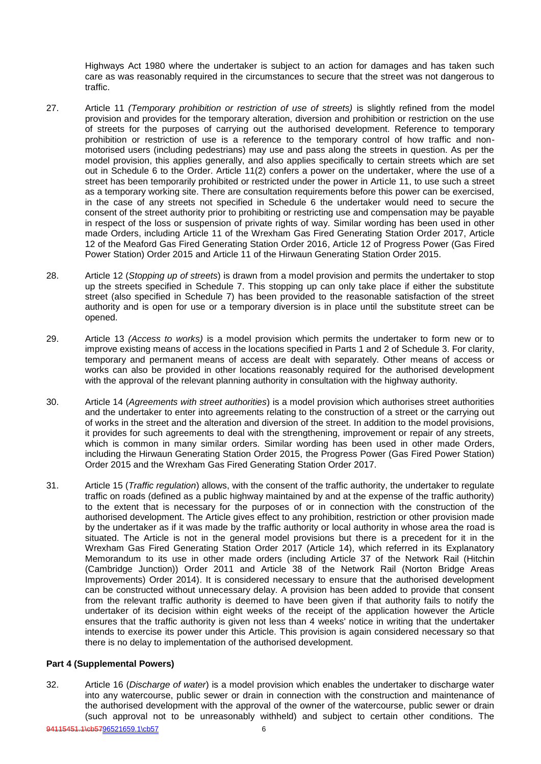Highways Act 1980 where the undertaker is subject to an action for damages and has taken such care as was reasonably required in the circumstances to secure that the street was not dangerous to traffic.

27. Article 11 *(Temporary prohibition or restriction of use of streets)* is slightly refined from the model provision and provides for the temporary alteration, diversion and prohibition or restriction on the use of streets for the purposes of carrying out the authorised development. Reference to temporary prohibition or restriction of use is a reference to the temporary control of how traffic and non-motorised users (including pedestrians) may use and pass along the streets in question. As per the model provision, this applies generally, and also applies specifically to certain streets which are set out in Schedule 6 to the Order. Article 11(2) confers a power on the undertaker, where the use of a street has been temporarily prohibited or restricted under the power in Article 11, to use such a street as a temporary working site. There are consultation requirements before this power can be exercised, in the case of any streets not specified in Schedule 6 the undertaker would need to secure the consent of the street authority prior to prohibiting or restricting use and compensation may be payable in respect of the loss or suspension of private rights of way. Similar wording has been used in other made Orders, including Article 11 of the Wrexham Gas Fired Generating Station Order 2017, Article 12 of the Meaford Gas Fired Generating Station Order 2016, Article 12 of Progress Power (Gas Fired Power Station) Order 2015 and Article 11 of the Hirwaun Generating Station Order 2015.

28. Article 12 (*Stopping up of streets*) is drawn from a model provision and permits the undertaker to stop up the streets specified in Schedule 7. This stopping up can only take place if either the substitute street (also specified in Schedule 7) has been provided to the reasonable satisfaction of the street authority and is open for use or a temporary diversion is in place until the substitute street can be opened.

29. Article 13 *(Access to works)* is a model provision which permits the undertaker to form new or to improve existing means of access in the locations specified in Parts 1 and 2 of Schedule 3. For clarity, temporary and permanent means of access are dealt with separately. Other means of access or works can also be provided in other locations reasonably required for the authorised development with the approval of the relevant planning authority in consultation with the highway authority.

30. Article 14 (*Agreements with street authorities*) is a model provision which authorises street authorities and the undertaker to enter into agreements relating to the construction of a street or the carrying out of works in the street and the alteration and diversion of the street. In addition to the model provisions, it provides for such agreements to deal with the strengthening, improvement or repair of any streets, which is common in many similar orders. Similar wording has been used in other made Orders, including the Hirwaun Generating Station Order 2015, the Progress Power (Gas Fired Power Station) Order 2015 and the Wrexham Gas Fired Generating Station Order 2017.

31. Article 15 (*Traffic regulation*) allows, with the consent of the traffic authority, the undertaker to regulate traffic on roads (defined as a public highway maintained by and at the expense of the traffic authority) to the extent that is necessary for the purposes of or in connection with the construction of the authorised development. The Article gives effect to any prohibition, restriction or other provision made by the undertaker as if it was made by the traffic authority or local authority in whose area the road is situated. The Article is not in the general model provisions but there is a precedent for it in the Wrexham Gas Fired Generating Station Order 2017 (Article 14), which referred in its Explanatory Memorandum to its use in other made orders (including Article 37 of the Network Rail (Hitchin (Cambridge Junction)) Order 2011 and Article 38 of the Network Rail (Norton Bridge Areas Improvements) Order 2014). It is considered necessary to ensure that the authorised development can be constructed without unnecessary delay. A provision has been added to provide that consent from the relevant traffic authority is deemed to have been given if that authority fails to notify the undertaker of its decision within eight weeks of the receipt of the application however the Article ensures that the traffic authority is given not less than 4 weeks' notice in writing that the undertaker intends to exercise its power under this Article. This provision is again considered necessary so that there is no delay to implementation of the authorised development.

**Part 4 (Supplemental Powers)**

32. Article 16 (*Discharge of water*) is a model provision which enables the undertaker to discharge water into any watercourse, public sewer or drain in connection with the construction and maintenance of the authorised development with the approval of the owner of the watercourse, public sewer or drain (such approval not to be unreasonably withheld) and subject to certain other conditions. The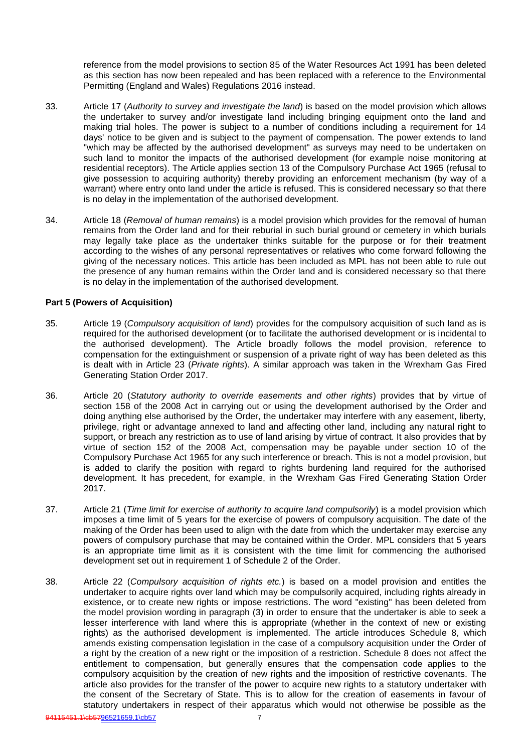reference from the model provisions to section 85 of the Water Resources Act 1991 has been deleted as this section has now been repealed and has been replaced with a reference to the Environmental Permitting (England and Wales) Regulations 2016 instead.

33. Article 17 (*Authority to survey and investigate the land*) is based on the model provision which allows the undertaker to survey and/or investigate land including bringing equipment onto the land and making trial holes. The power is subject to a number of conditions including a requirement for 14 days' notice to be given and is subject to the payment of compensation. The power extends to land "which may be affected by the authorised development" as surveys may need to be undertaken on such land to monitor the impacts of the authorised development (for example noise monitoring at residential receptors). The Article applies section 13 of the Compulsory Purchase Act 1965 (refusal to give possession to acquiring authority) thereby providing an enforcement mechanism (by way of a warrant) where entry onto land under the article is refused. This is considered necessary so that there is no delay in the implementation of the authorised development.

34. Article 18 (*Removal of human remains*) is a model provision which provides for the removal of human remains from the Order land and for their reburial in such burial ground or cemetery in which burials may legally take place as the undertaker thinks suitable for the purpose or for their treatment according to the wishes of any personal representatives or relatives who come forward following the giving of the necessary notices. This article has been included as MPL has not been able to rule out the presence of any human remains within the Order land and is considered necessary so that there is no delay in the implementation of the authorised development.

### Part 5 (Powers of Acquisition)

35. Article 19 (*Compulsory acquisition of land*) provides for the compulsory acquisition of such land as is required for the authorised development (or to facilitate the authorised development or is incidental to the authorised development). The Article broadly follows the model provision, reference to compensation for the extinguishment or suspension of a private right of way has been deleted as this is dealt with in Article 23 (*Private rights*). A similar approach was taken in the Wrexham Gas Fired Generating Station Order 2017.

36. Article 20 (*Statutory authority to override easements and other rights*) provides that by virtue of section 158 of the 2008 Act in carrying out or using the development authorised by the Order and doing anything else authorised by the Order, the undertaker may interfere with any easement, liberty, privilege, right or advantage annexed to land and affecting other land, including any natural right to support, or breach any restriction as to use of land arising by virtue of contract. It also provides that by virtue of section 152 of the 2008 Act, compensation may be payable under section 10 of the Compulsory Purchase Act 1965 for any such interference or breach. This is not a model provision, but is added to clarify the position with regard to rights burdening land required for the authorised development. It has precedent, for example, in the Wrexham Gas Fired Generating Station Order 2017.

37. Article 21 (*Time limit for exercise of authority to acquire land compulsorily*) is a model provision which imposes a time limit of 5 years for the exercise of powers of compulsory acquisition. The date of the making of the Order has been used to align with the date from which the undertaker may exercise any powers of compulsory purchase that may be contained within the Order. MPL considers that 5 years is an appropriate time limit as it is consistent with the time limit for commencing the authorised development set out in requirement 1 of Schedule 2 of the Order.

38. Article 22 (*Compulsory acquisition of rights etc.*) is based on a model provision and entitles the undertaker to acquire rights over land which may be compulsorily acquired, including rights already in existence, or to create new rights or impose restrictions. The word "existing" has been deleted from the model provision wording in paragraph (3) in order to ensure that the undertaker is able to seek a lesser interference with land where this is appropriate (whether in the context of new or existing rights) as the authorised development is implemented. The article introduces Schedule 8, which amends existing compensation legislation in the case of a compulsory acquisition under the Order of a right by the creation of a new right or the imposition of a restriction. Schedule 8 does not affect the entitlement to compensation, but generally ensures that the compensation code applies to the compulsory acquisition by the creation of new rights and the imposition of restrictive covenants. The article also provides for the transfer of the power to acquire new rights to a statutory undertaker with the consent of the Secretary of State. This is to allow for the creation of easements in favour of statutory undertakers in respect of their apparatus which would not otherwise be possible as the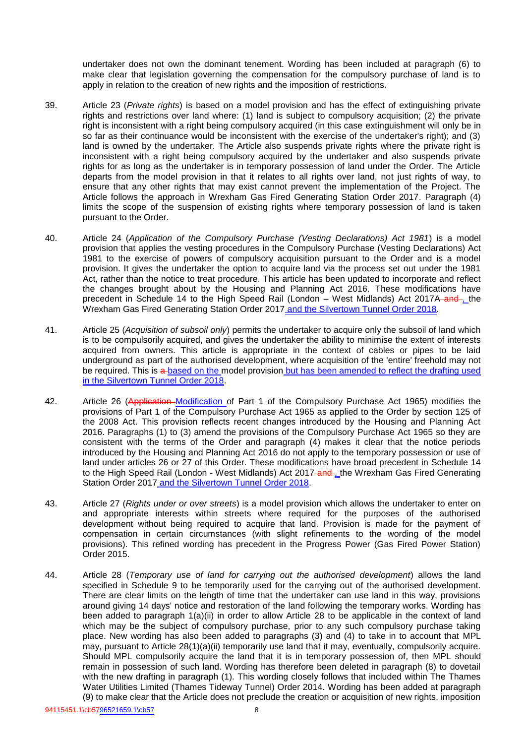undertaker does not own the dominant tenement. Wording has been included at paragraph (6) to make clear that legislation governing the compensation for the compulsory purchase of land is to apply in relation to the creation of new rights and the imposition of restrictions.

39. Article 23 (*Private rights*) is based on a model provision and has the effect of extinguishing private rights and restrictions over land where: (1) land is subject to compulsory acquisition; (2) the private right is inconsistent with a right being compulsory acquired (in this case extinguishment will only be in so far as their continuance would be inconsistent with the exercise of the undertaker's right); and (3) land is owned by the undertaker. The Article also suspends private rights where the private right is inconsistent with a right being compulsory acquired by the undertaker and also suspends private rights for as long as the undertaker is in temporary possession of land under the Order. The Article departs from the model provision in that it relates to all rights over land, not just rights of way, to ensure that any other rights that may exist cannot prevent the implementation of the Project. The Article follows the approach in Wrexham Gas Fired Generating Station Order 2017. Paragraph (4) limits the scope of the suspension of existing rights where temporary possession of land is taken pursuant to the Order.

40. Article 24 (*Application of the Compulsory Purchase (Vesting Declarations) Act 1981*) is a model provision that applies the vesting procedures in the Compulsory Purchase (Vesting Declarations) Act 1981 to the exercise of powers of compulsory acquisition pursuant to the Order and is a model provision. It gives the undertaker the option to acquire land via the process set out under the 1981 Act, rather than the notice to treat procedure. This article has been updated to incorporate and reflect the changes brought about by the Housing and Planning Act 2016. These modifications have precedent in Schedule 14 to the High Speed Rail (London – West Midlands) Act 2017A ~~and~~ , the Wrexham Gas Fired Generating Station Order 2017 and the Silvertown Tunnel Order 2018.

41. Article 25 (*Acquisition of subsoil only*) permits the undertaker to acquire only the subsoil of land which is to be compulsorily acquired, and gives the undertaker the ability to minimise the extent of interests acquired from owners. This article is appropriate in the context of cables or pipes to be laid underground as part of the authorised development, where acquisition of the 'entire' freehold may not be required. This is ~~a~~ based on the model provision but has been amended to reflect the drafting used in the Silvertown Tunnel Order 2018.

42. Article 26 (~~Application~~ Modification of Part 1 of the Compulsory Purchase Act 1965) modifies the provisions of Part 1 of the Compulsory Purchase Act 1965 as applied to the Order by section 125 of the 2008 Act. This provision reflects recent changes introduced by the Housing and Planning Act 2016. Paragraphs (1) to (3) amend the provisions of the Compulsory Purchase Act 1965 so they are consistent with the terms of the Order and paragraph (4) makes it clear that the notice periods introduced by the Housing and Planning Act 2016 do not apply to the temporary possession or use of land under articles 26 or 27 of this Order. These modifications have broad precedent in Schedule 14 to the High Speed Rail (London - West Midlands) Act 2017 ~~and~~ , the Wrexham Gas Fired Generating Station Order 2017 and the Silvertown Tunnel Order 2018.

43. Article 27 (*Rights under or over streets*) is a model provision which allows the undertaker to enter on and appropriate interests within streets where required for the purposes of the authorised development without being required to acquire that land. Provision is made for the payment of compensation in certain circumstances (with slight refinements to the wording of the model provisions). This refined wording has precedent in the Progress Power (Gas Fired Power Station) Order 2015.

44. Article 28 (*Temporary use of land for carrying out the authorised development*) allows the land specified in Schedule 9 to be temporarily used for the carrying out of the authorised development. There are clear limits on the length of time that the undertaker can use land in this way, provisions around giving 14 days' notice and restoration of the land following the temporary works. Wording has been added to paragraph 1(a)(ii) in order to allow Article 28 to be applicable in the context of land which may be the subject of compulsory purchase, prior to any such compulsory purchase taking place. New wording has also been added to paragraphs (3) and (4) to take in to account that MPL may, pursuant to Article 28(1)(a)(ii) temporarily use land that it may, eventually, compulsorily acquire. Should MPL compulsorily acquire the land that it is in temporary possession of, then MPL should remain in possession of such land. Wording has therefore been deleted in paragraph (8) to dovetail with the new drafting in paragraph (1). This wording closely follows that included within The Thames Water Utilities Limited (Thames Tideway Tunnel) Order 2014. Wording has been added at paragraph (9) to make clear that the Article does not preclude the creation or acquisition of new rights, imposition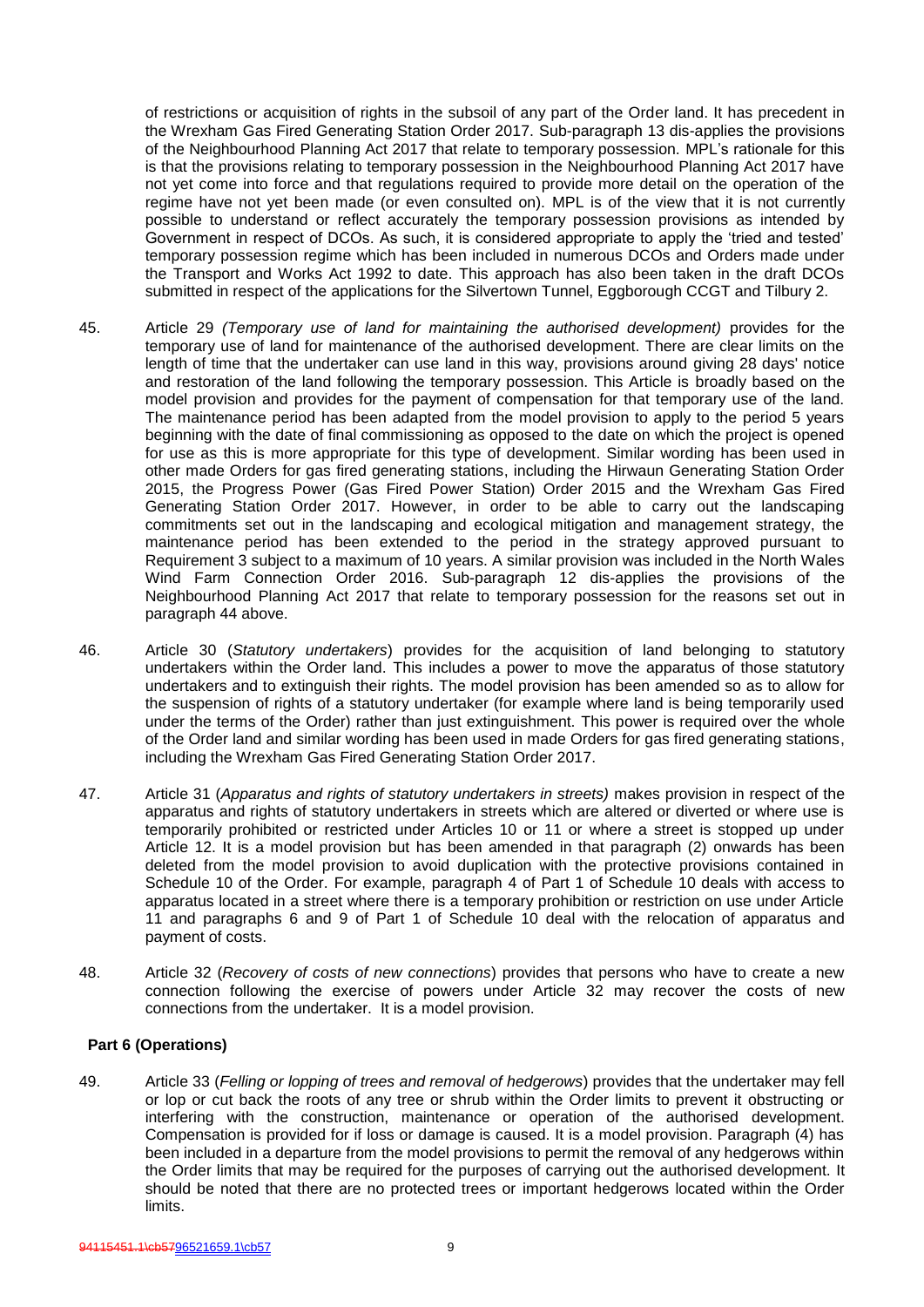of restrictions or acquisition of rights in the subsoil of any part of the Order land. It has precedent in the Wrexham Gas Fired Generating Station Order 2017. Sub-paragraph 13 dis-applies the provisions of the Neighbourhood Planning Act 2017 that relate to temporary possession. MPL's rationale for this is that the provisions relating to temporary possession in the Neighbourhood Planning Act 2017 have not yet come into force and that regulations required to provide more detail on the operation of the regime have not yet been made (or even consulted on). MPL is of the view that it is not currently possible to understand or reflect accurately the temporary possession provisions as intended by Government in respect of DCOs. As such, it is considered appropriate to apply the 'tried and tested' temporary possession regime which has been included in numerous DCOs and Orders made under the Transport and Works Act 1992 to date. This approach has also been taken in the draft DCOs submitted in respect of the applications for the Silvertown Tunnel, Eggborough CCGT and Tilbury 2.

45. Article 29 *(Temporary use of land for maintaining the authorised development)* provides for the temporary use of land for maintenance of the authorised development. There are clear limits on the length of time that the undertaker can use land in this way, provisions around giving 28 days' notice and restoration of the land following the temporary possession. This Article is broadly based on the model provision and provides for the payment of compensation for that temporary use of the land. The maintenance period has been adapted from the model provision to apply to the period 5 years beginning with the date of final commissioning as opposed to the date on which the project is opened for use as this is more appropriate for this type of development. Similar wording has been used in other made Orders for gas fired generating stations, including the Hirwaun Generating Station Order 2015, the Progress Power (Gas Fired Power Station) Order 2015 and the Wrexham Gas Fired Generating Station Order 2017. However, in order to be able to carry out the landscaping commitments set out in the landscaping and ecological mitigation and management strategy, the maintenance period has been extended to the period in the strategy approved pursuant to Requirement 3 subject to a maximum of 10 years. A similar provision was included in the North Wales Wind Farm Connection Order 2016. Sub-paragraph 12 dis-applies the provisions of the Neighbourhood Planning Act 2017 that relate to temporary possession for the reasons set out in paragraph 44 above.

46. Article 30 (*Statutory undertakers*) provides for the acquisition of land belonging to statutory undertakers within the Order land. This includes a power to move the apparatus of those statutory undertakers and to extinguish their rights. The model provision has been amended so as to allow for the suspension of rights of a statutory undertaker (for example where land is being temporarily used under the terms of the Order) rather than just extinguishment. This power is required over the whole of the Order land and similar wording has been used in made Orders for gas fired generating stations, including the Wrexham Gas Fired Generating Station Order 2017.

47. Article 31 (*Apparatus and rights of statutory undertakers in streets)* makes provision in respect of the apparatus and rights of statutory undertakers in streets which are altered or diverted or where use is temporarily prohibited or restricted under Articles 10 or 11 or where a street is stopped up under Article 12. It is a model provision but has been amended in that paragraph (2) onwards has been deleted from the model provision to avoid duplication with the protective provisions contained in Schedule 10 of the Order. For example, paragraph 4 of Part 1 of Schedule 10 deals with access to apparatus located in a street where there is a temporary prohibition or restriction on use under Article 11 and paragraphs 6 and 9 of Part 1 of Schedule 10 deal with the relocation of apparatus and payment of costs.

48. Article 32 (*Recovery of costs of new connections*) provides that persons who have to create a new connection following the exercise of powers under Article 32 may recover the costs of new connections from the undertaker. It is a model provision.

**Part 6 (Operations)**

49. Article 33 (*Felling or lopping of trees and removal of hedgerows*) provides that the undertaker may fell or lop or cut back the roots of any tree or shrub within the Order limits to prevent it obstructing or interfering with the construction, maintenance or operation of the authorised development. Compensation is provided for if loss or damage is caused. It is a model provision. Paragraph (4) has been included in a departure from the model provisions to permit the removal of any hedgerows within the Order limits that may be required for the purposes of carrying out the authorised development. It should be noted that there are no protected trees or important hedgerows located within the Order limits.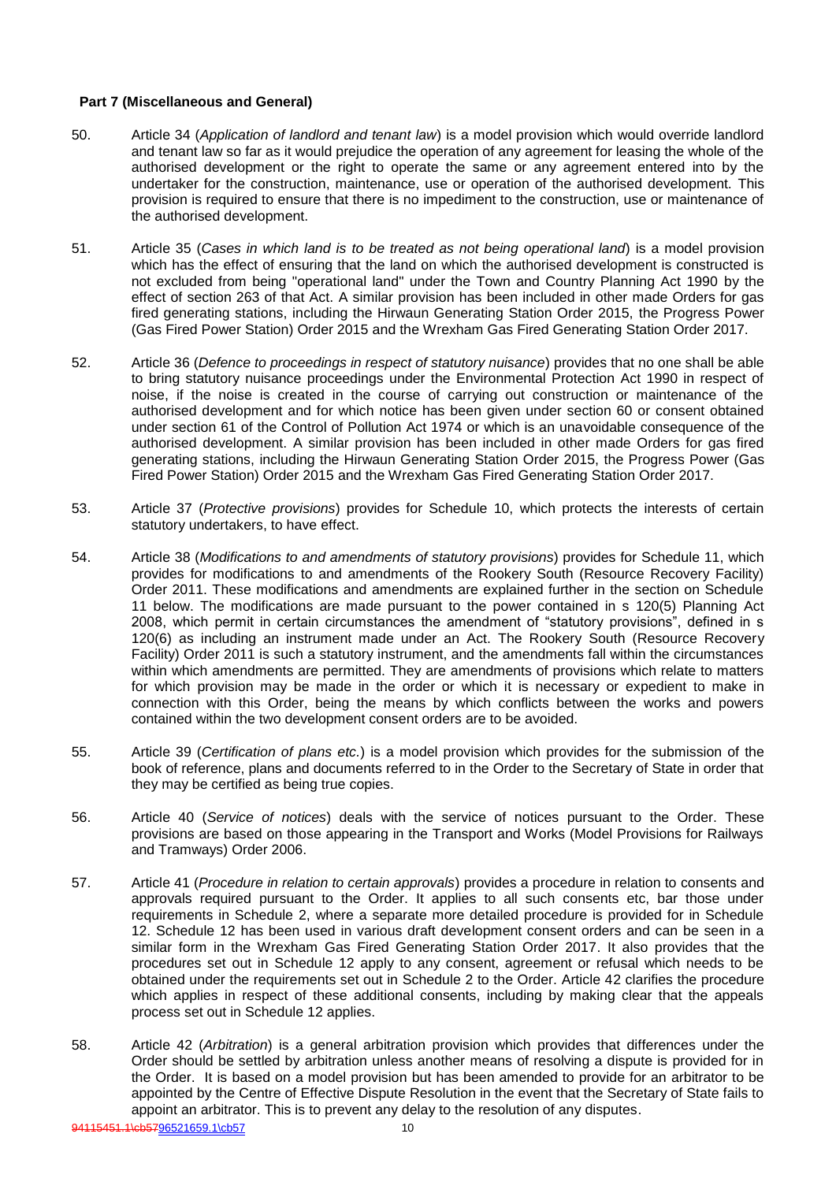**Part 7 (Miscellaneous and General)**

50. Article 34 (*Application of landlord and tenant law*) is a model provision which would override landlord and tenant law so far as it would prejudice the operation of any agreement for leasing the whole of the authorised development or the right to operate the same or any agreement entered into by the undertaker for the construction, maintenance, use or operation of the authorised development. This provision is required to ensure that there is no impediment to the construction, use or maintenance of the authorised development.

51. Article 35 (*Cases in which land is to be treated as not being operational land*) is a model provision which has the effect of ensuring that the land on which the authorised development is constructed is not excluded from being "operational land" under the Town and Country Planning Act 1990 by the effect of section 263 of that Act. A similar provision has been included in other made Orders for gas fired generating stations, including the Hirwaun Generating Station Order 2015, the Progress Power (Gas Fired Power Station) Order 2015 and the Wrexham Gas Fired Generating Station Order 2017.

52. Article 36 (*Defence to proceedings in respect of statutory nuisance*) provides that no one shall be able to bring statutory nuisance proceedings under the Environmental Protection Act 1990 in respect of noise, if the noise is created in the course of carrying out construction or maintenance of the authorised development and for which notice has been given under section 60 or consent obtained under section 61 of the Control of Pollution Act 1974 or which is an unavoidable consequence of the authorised development. A similar provision has been included in other made Orders for gas fired generating stations, including the Hirwaun Generating Station Order 2015, the Progress Power (Gas Fired Power Station) Order 2015 and the Wrexham Gas Fired Generating Station Order 2017.

53. Article 37 (*Protective provisions*) provides for Schedule 10, which protects the interests of certain statutory undertakers, to have effect.

54. Article 38 (*Modifications to and amendments of statutory provisions*) provides for Schedule 11, which provides for modifications to and amendments of the Rookery South (Resource Recovery Facility) Order 2011. These modifications and amendments are explained further in the section on Schedule 11 below. The modifications are made pursuant to the power contained in s 120(5) Planning Act 2008, which permit in certain circumstances the amendment of "statutory provisions", defined in s 120(6) as including an instrument made under an Act. The Rookery South (Resource Recovery Facility) Order 2011 is such a statutory instrument, and the amendments fall within the circumstances within which amendments are permitted. They are amendments of provisions which relate to matters for which provision may be made in the order or which it is necessary or expedient to make in connection with this Order, being the means by which conflicts between the works and powers contained within the two development consent orders are to be avoided.

55. Article 39 (*Certification of plans etc.*) is a model provision which provides for the submission of the book of reference, plans and documents referred to in the Order to the Secretary of State in order that they may be certified as being true copies.

56. Article 40 (*Service of notices*) deals with the service of notices pursuant to the Order. These provisions are based on those appearing in the Transport and Works (Model Provisions for Railways and Tramways) Order 2006.

57. Article 41 (*Procedure in relation to certain approvals*) provides a procedure in relation to consents and approvals required pursuant to the Order. It applies to all such consents etc, bar those under requirements in Schedule 2, where a separate more detailed procedure is provided for in Schedule 12. Schedule 12 has been used in various draft development consent orders and can be seen in a similar form in the Wrexham Gas Fired Generating Station Order 2017. It also provides that the procedures set out in Schedule 12 apply to any consent, agreement or refusal which needs to be obtained under the requirements set out in Schedule 2 to the Order. Article 42 clarifies the procedure which applies in respect of these additional consents, including by making clear that the appeals process set out in Schedule 12 applies.

58. Article 42 (*Arbitration*) is a general arbitration provision which provides that differences under the Order should be settled by arbitration unless another means of resolving a dispute is provided for in the Order. It is based on a model provision but has been amended to provide for an arbitrator to be appointed by the Centre of Effective Dispute Resolution in the event that the Secretary of State fails to appoint an arbitrator. This is to prevent any delay to the resolution of any disputes.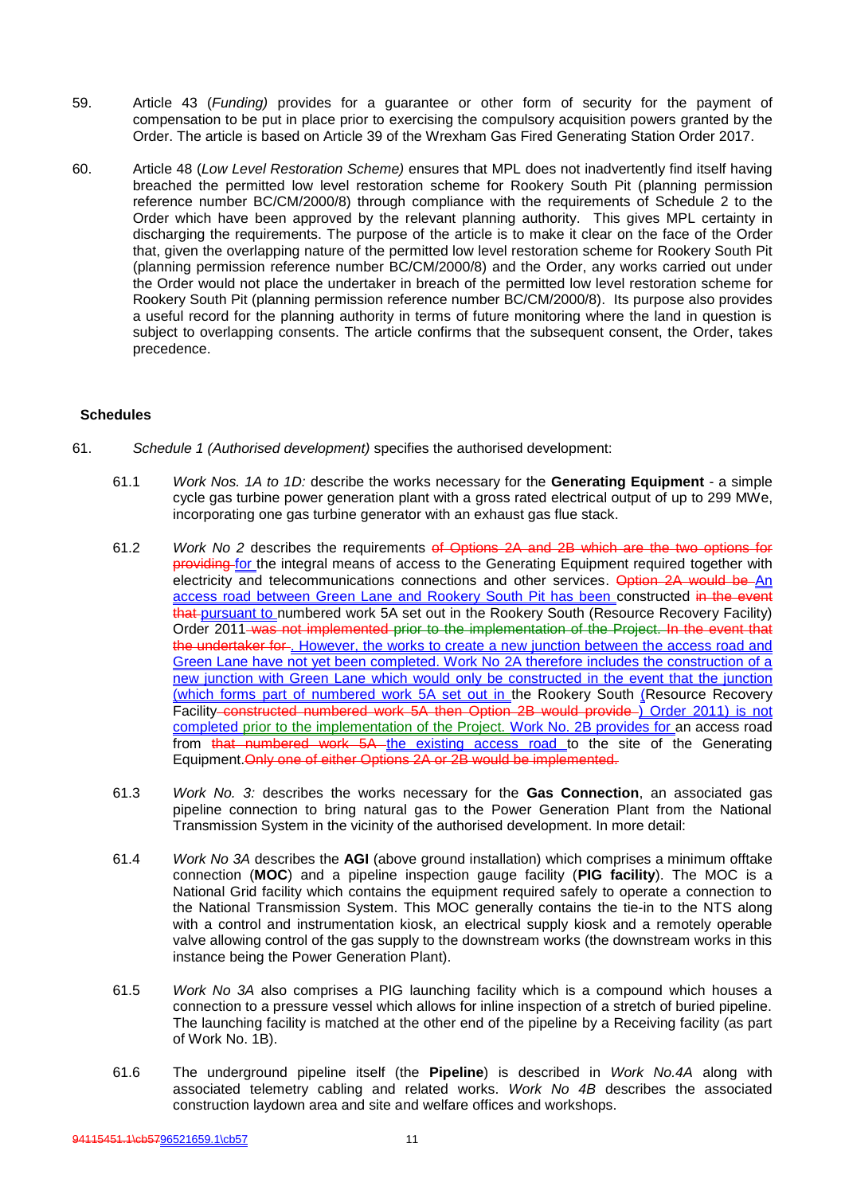59. Article 43 (*Funding)* provides for a guarantee or other form of security for the payment of compensation to be put in place prior to exercising the compulsory acquisition powers granted by the Order. The article is based on Article 39 of the Wrexham Gas Fired Generating Station Order 2017.

60. Article 48 (*Low Level Restoration Scheme)* ensures that MPL does not inadvertently find itself having breached the permitted low level restoration scheme for Rookery South Pit (planning permission reference number BC/CM/2000/8) through compliance with the requirements of Schedule 2 to the Order which have been approved by the relevant planning authority. This gives MPL certainty in discharging the requirements. The purpose of the article is to make it clear on the face of the Order that, given the overlapping nature of the permitted low level restoration scheme for Rookery South Pit (planning permission reference number BC/CM/2000/8) and the Order, any works carried out under the Order would not place the undertaker in breach of the permitted low level restoration scheme for Rookery South Pit (planning permission reference number BC/CM/2000/8). Its purpose also provides a useful record for the planning authority in terms of future monitoring where the land in question is subject to overlapping consents. The article confirms that the subsequent consent, the Order, takes precedence.

## Schedules

61. *Schedule 1 (Authorised development)* specifies the authorised development:

    61.1 *Work Nos. 1A to 1D:* describe the works necessary for the **Generating Equipment** - a simple cycle gas turbine power generation plant with a gross rated electrical output of up to 299 MWe, incorporating one gas turbine generator with an exhaust gas flue stack.

    61.2 *Work No 2* describes the requirements ~~of Options 2A and 2B which are the two options for providing~~ for the integral means of access to the Generating Equipment required together with electricity and telecommunications connections and other services. ~~Option 2A would be~~ An access road between Green Lane and Rookery South Pit has been constructed ~~in the event that~~ pursuant to numbered work 5A set out in the Rookery South (Resource Recovery Facility) Order 2011~~ was not implemented prior to the implementation of the Project. In the event that the undertaker for~~. However, the works to create a new junction between the access road and Green Lane have not yet been completed. Work No 2A therefore includes the construction of a new junction with Green Lane which would only be constructed in the event that the junction (which forms part of numbered work 5A set out in the Rookery South (Resource Recovery Facility~~ constructed numbered work 5A then Option 2B would provide~~ ) Order 2011) is not completed prior to the implementation of the Project. Work No. 2B provides for an access road from ~~that numbered work 5A~~ the existing access road to the site of the Generating Equipment.~~Only one of either Options 2A or 2B would be implemented.~~

    61.3 *Work No. 3:* describes the works necessary for the **Gas Connection**, an associated gas pipeline connection to bring natural gas to the Power Generation Plant from the National Transmission System in the vicinity of the authorised development. In more detail:

    61.4 *Work No 3A* describes the **AGI** (above ground installation) which comprises a minimum offtake connection (**MOC**) and a pipeline inspection gauge facility (**PIG facility**). The MOC is a National Grid facility which contains the equipment required safely to operate a connection to the National Transmission System. This MOC generally contains the tie-in to the NTS along with a control and instrumentation kiosk, an electrical supply kiosk and a remotely operable valve allowing control of the gas supply to the downstream works (the downstream works in this instance being the Power Generation Plant).

    61.5 *Work No 3A* also comprises a PIG launching facility which is a compound which houses a connection to a pressure vessel which allows for inline inspection of a stretch of buried pipeline. The launching facility is matched at the other end of the pipeline by a Receiving facility (as part of Work No. 1B).

    61.6 The underground pipeline itself (the **Pipeline**) is described in *Work No.4A* along with associated telemetry cabling and related works. *Work No 4B* describes the associated construction laydown area and site and welfare offices and workshops.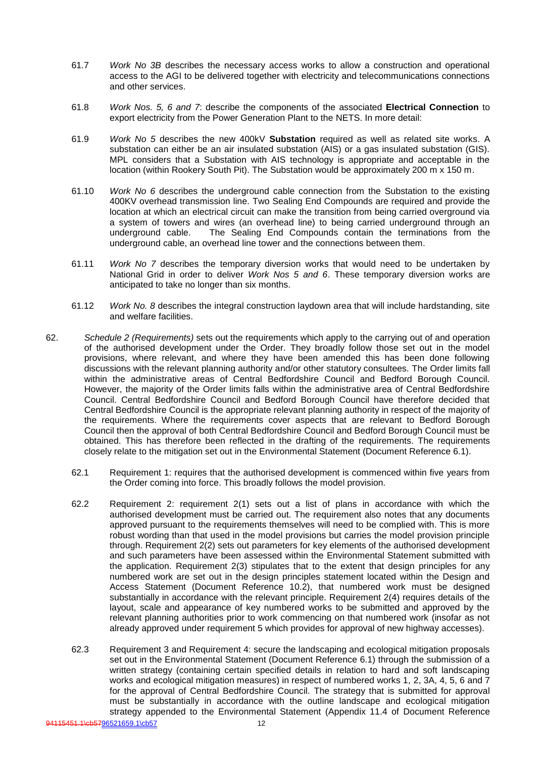61.7 *Work No 3B* describes the necessary access works to allow a construction and operational access to the AGI to be delivered together with electricity and telecommunications connections and other services.

61.8 *Work Nos. 5, 6 and 7*: describe the components of the associated **Electrical Connection** to export electricity from the Power Generation Plant to the NETS. In more detail:

61.9 *Work No 5* describes the new 400kV **Substation** required as well as related site works. A substation can either be an air insulated substation (AIS) or a gas insulated substation (GIS). MPL considers that a Substation with AIS technology is appropriate and acceptable in the location (within Rookery South Pit). The Substation would be approximately 200 m x 150 m.

61.10 *Work No 6* describes the underground cable connection from the Substation to the existing 400KV overhead transmission line. Two Sealing End Compounds are required and provide the location at which an electrical circuit can make the transition from being carried overground via a system of towers and wires (an overhead line) to being carried underground through an underground cable. The Sealing End Compounds contain the terminations from the underground cable, an overhead line tower and the connections between them.

61.11 *Work No 7* describes the temporary diversion works that would need to be undertaken by National Grid in order to deliver *Work Nos 5 and 6*. These temporary diversion works are anticipated to take no longer than six months.

61.12 *Work No. 8* describes the integral construction laydown area that will include hardstanding, site and welfare facilities.

62. *Schedule 2 (Requirements)* sets out the requirements which apply to the carrying out of and operation of the authorised development under the Order. They broadly follow those set out in the model provisions, where relevant, and where they have been amended this has been done following discussions with the relevant planning authority and/or other statutory consultees. The Order limits fall within the administrative areas of Central Bedfordshire Council and Bedford Borough Council. However, the majority of the Order limits falls within the administrative area of Central Bedfordshire Council. Central Bedfordshire Council and Bedford Borough Council have therefore decided that Central Bedfordshire Council is the appropriate relevant planning authority in respect of the majority of the requirements. Where the requirements cover aspects that are relevant to Bedford Borough Council then the approval of both Central Bedfordshire Council and Bedford Borough Council must be obtained. This has therefore been reflected in the drafting of the requirements. The requirements closely relate to the mitigation set out in the Environmental Statement (Document Reference 6.1).

62.1 Requirement 1: requires that the authorised development is commenced within five years from the Order coming into force. This broadly follows the model provision.

62.2 Requirement 2: requirement 2(1) sets out a list of plans in accordance with which the authorised development must be carried out. The requirement also notes that any documents approved pursuant to the requirements themselves will need to be complied with. This is more robust wording than that used in the model provisions but carries the model provision principle through. Requirement 2(2) sets out parameters for key elements of the authorised development and such parameters have been assessed within the Environmental Statement submitted with the application. Requirement 2(3) stipulates that to the extent that design principles for any numbered work are set out in the design principles statement located within the Design and Access Statement (Document Reference 10.2), that numbered work must be designed substantially in accordance with the relevant principle. Requirement 2(4) requires details of the layout, scale and appearance of key numbered works to be submitted and approved by the relevant planning authorities prior to work commencing on that numbered work (insofar as not already approved under requirement 5 which provides for approval of new highway accesses).

62.3 Requirement 3 and Requirement 4: secure the landscaping and ecological mitigation proposals set out in the Environmental Statement (Document Reference 6.1) through the submission of a written strategy (containing certain specified details in relation to hard and soft landscaping works and ecological mitigation measures) in respect of numbered works 1, 2, 3A, 4, 5, 6 and 7 for the approval of Central Bedfordshire Council. The strategy that is submitted for approval must be substantially in accordance with the outline landscape and ecological mitigation strategy appended to the Environmental Statement (Appendix 11.4 of Document Reference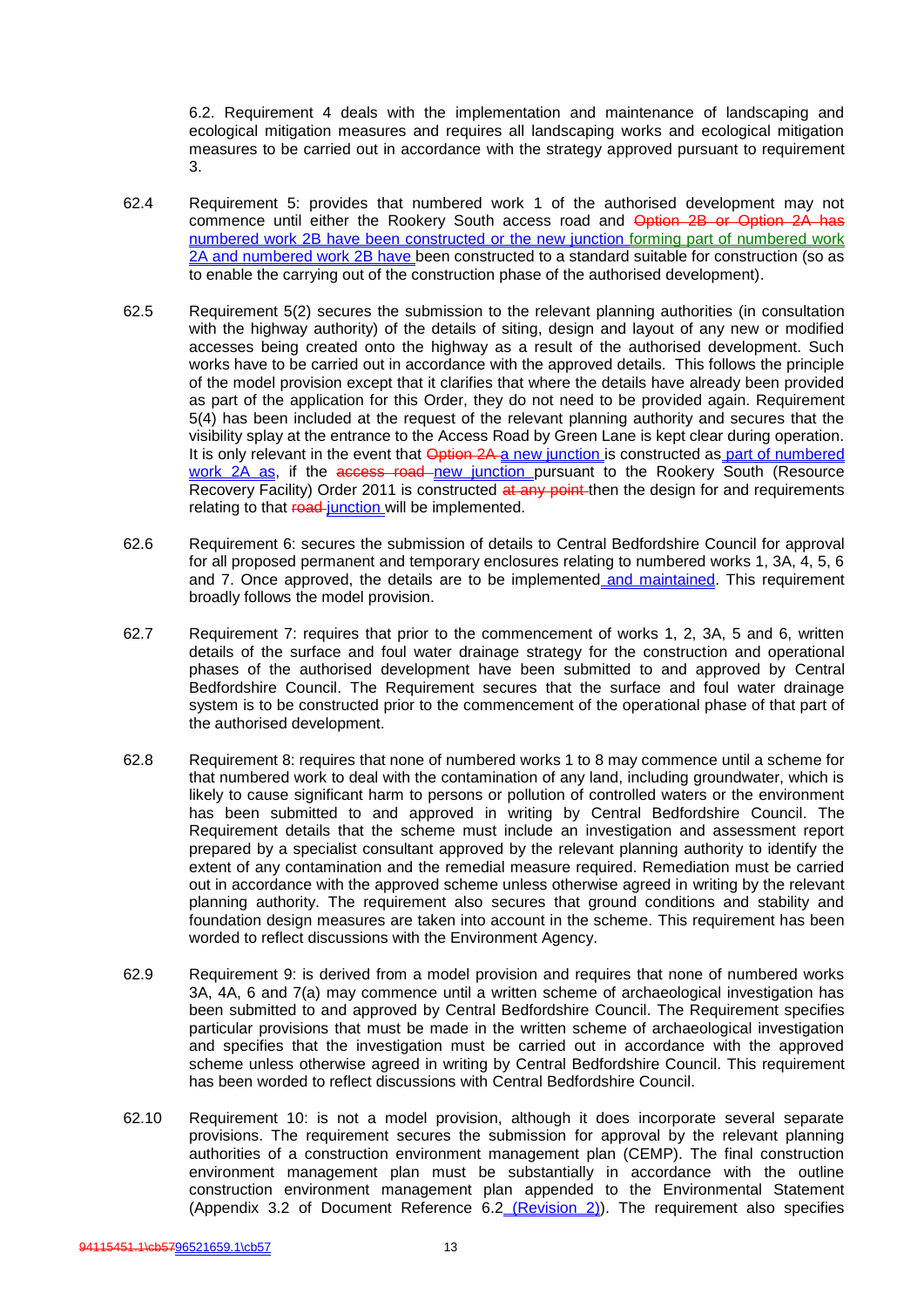6.2. Requirement 4 deals with the implementation and maintenance of landscaping and ecological mitigation measures and requires all landscaping works and ecological mitigation measures to be carried out in accordance with the strategy approved pursuant to requirement 3.

62.4 Requirement 5: provides that numbered work 1 of the authorised development may not commence until either the Rookery South access road and ~~Option 2B or Option 2A has~~ numbered work 2B have been constructed or the new junction forming part of numbered work 2A and numbered work 2B have been constructed to a standard suitable for construction (so as to enable the carrying out of the construction phase of the authorised development).

62.5 Requirement 5(2) secures the submission to the relevant planning authorities (in consultation with the highway authority) of the details of siting, design and layout of any new or modified accesses being created onto the highway as a result of the authorised development. Such works have to be carried out in accordance with the approved details. This follows the principle of the model provision except that it clarifies that where the details have already been provided as part of the application for this Order, they do not need to be provided again. Requirement 5(4) has been included at the request of the relevant planning authority and secures that the visibility splay at the entrance to the Access Road by Green Lane is kept clear during operation. It is only relevant in the event that ~~Option 2A~~ a new junction is constructed as part of numbered work 2A as, if the ~~access road~~ new junction pursuant to the Rookery South (Resource Recovery Facility) Order 2011 is constructed ~~at any point~~ then the design for and requirements relating to that ~~road~~ junction will be implemented.

62.6 Requirement 6: secures the submission of details to Central Bedfordshire Council for approval for all proposed permanent and temporary enclosures relating to numbered works 1, 3A, 4, 5, 6 and 7. Once approved, the details are to be implemented and maintained. This requirement broadly follows the model provision.

62.7 Requirement 7: requires that prior to the commencement of works 1, 2, 3A, 5 and 6, written details of the surface and foul water drainage strategy for the construction and operational phases of the authorised development have been submitted to and approved by Central Bedfordshire Council. The Requirement secures that the surface and foul water drainage system is to be constructed prior to the commencement of the operational phase of that part of the authorised development.

62.8 Requirement 8: requires that none of numbered works 1 to 8 may commence until a scheme for that numbered work to deal with the contamination of any land, including groundwater, which is likely to cause significant harm to persons or pollution of controlled waters or the environment has been submitted to and approved in writing by Central Bedfordshire Council. The Requirement details that the scheme must include an investigation and assessment report prepared by a specialist consultant approved by the relevant planning authority to identify the extent of any contamination and the remedial measure required. Remediation must be carried out in accordance with the approved scheme unless otherwise agreed in writing by the relevant planning authority. The requirement also secures that ground conditions and stability and foundation design measures are taken into account in the scheme. This requirement has been worded to reflect discussions with the Environment Agency.

62.9 Requirement 9: is derived from a model provision and requires that none of numbered works 3A, 4A, 6 and 7(a) may commence until a written scheme of archaeological investigation has been submitted to and approved by Central Bedfordshire Council. The Requirement specifies particular provisions that must be made in the written scheme of archaeological investigation and specifies that the investigation must be carried out in accordance with the approved scheme unless otherwise agreed in writing by Central Bedfordshire Council. This requirement has been worded to reflect discussions with Central Bedfordshire Council.

62.10 Requirement 10: is not a model provision, although it does incorporate several separate provisions. The requirement secures the submission for approval by the relevant planning authorities of a construction environment management plan (CEMP). The final construction environment management plan must be substantially in accordance with the outline construction environment management plan appended to the Environmental Statement (Appendix 3.2 of Document Reference 6.2 (Revision 2)). The requirement also specifies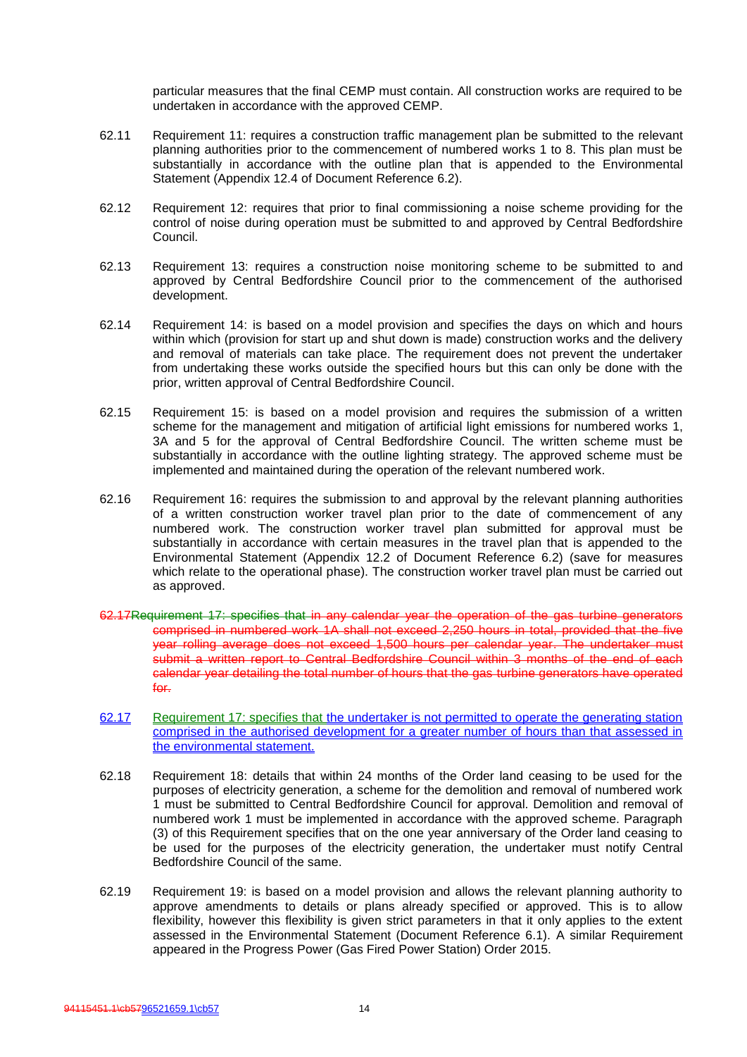particular measures that the final CEMP must contain. All construction works are required to be undertaken in accordance with the approved CEMP.

62.11 Requirement 11: requires a construction traffic management plan be submitted to the relevant planning authorities prior to the commencement of numbered works 1 to 8. This plan must be substantially in accordance with the outline plan that is appended to the Environmental Statement (Appendix 12.4 of Document Reference 6.2).

62.12 Requirement 12: requires that prior to final commissioning a noise scheme providing for the control of noise during operation must be submitted to and approved by Central Bedfordshire Council.

62.13 Requirement 13: requires a construction noise monitoring scheme to be submitted to and approved by Central Bedfordshire Council prior to the commencement of the authorised development.

62.14 Requirement 14: is based on a model provision and specifies the days on which and hours within which (provision for start up and shut down is made) construction works and the delivery and removal of materials can take place. The requirement does not prevent the undertaker from undertaking these works outside the specified hours but this can only be done with the prior, written approval of Central Bedfordshire Council.

62.15 Requirement 15: is based on a model provision and requires the submission of a written scheme for the management and mitigation of artificial light emissions for numbered works 1, 3A and 5 for the approval of Central Bedfordshire Council. The written scheme must be substantially in accordance with the outline lighting strategy. The approved scheme must be implemented and maintained during the operation of the relevant numbered work.

62.16 Requirement 16: requires the submission to and approval by the relevant planning authorities of a written construction worker travel plan prior to the date of commencement of any numbered work. The construction worker travel plan submitted for approval must be substantially in accordance with certain measures in the travel plan that is appended to the Environmental Statement (Appendix 12.2 of Document Reference 6.2) (save for measures which relate to the operational phase). The construction worker travel plan must be carried out as approved.

~~62.17 Requirement 17: specifies that in any calendar year the operation of the gas turbine generators comprised in numbered work 1A shall not exceed 2,250 hours in total, provided that the five year rolling average does not exceed 1,500 hours per calendar year. The undertaker must submit a written report to Central Bedfordshire Council within 3 months of the end of each calendar year detailing the total number of hours that the gas turbine generators have operated for.~~

62.17 Requirement 17: specifies that the undertaker is not permitted to operate the generating station comprised in the authorised development for a greater number of hours than that assessed in the environmental statement.

62.18 Requirement 18: details that within 24 months of the Order land ceasing to be used for the purposes of electricity generation, a scheme for the demolition and removal of numbered work 1 must be submitted to Central Bedfordshire Council for approval. Demolition and removal of numbered work 1 must be implemented in accordance with the approved scheme. Paragraph (3) of this Requirement specifies that on the one year anniversary of the Order land ceasing to be used for the purposes of the electricity generation, the undertaker must notify Central Bedfordshire Council of the same.

62.19 Requirement 19: is based on a model provision and allows the relevant planning authority to approve amendments to details or plans already specified or approved. This is to allow flexibility, however this flexibility is given strict parameters in that it only applies to the extent assessed in the Environmental Statement (Document Reference 6.1). A similar Requirement appeared in the Progress Power (Gas Fired Power Station) Order 2015.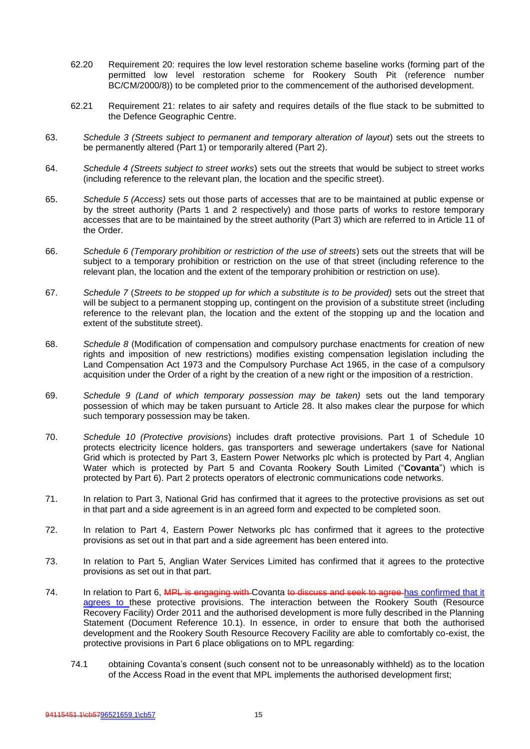62.20 Requirement 20: requires the low level restoration scheme baseline works (forming part of the permitted low level restoration scheme for Rookery South Pit (reference number BC/CM/2000/8)) to be completed prior to the commencement of the authorised development.

62.21 Requirement 21: relates to air safety and requires details of the flue stack to be submitted to the Defence Geographic Centre.

63. *Schedule 3 (Streets subject to permanent and temporary alteration of layout*) sets out the streets to be permanently altered (Part 1) or temporarily altered (Part 2).

64. *Schedule 4 (Streets subject to street works*) sets out the streets that would be subject to street works (including reference to the relevant plan, the location and the specific street).

65. *Schedule 5 (Access)* sets out those parts of accesses that are to be maintained at public expense or by the street authority (Parts 1 and 2 respectively) and those parts of works to restore temporary accesses that are to be maintained by the street authority (Part 3) which are referred to in Article 11 of the Order.

66. *Schedule 6 (Temporary prohibition or restriction of the use of streets*) sets out the streets that will be subject to a temporary prohibition or restriction on the use of that street (including reference to the relevant plan, the location and the extent of the temporary prohibition or restriction on use).

67. *Schedule 7* (*Streets to be stopped up for which a substitute is to be provided)* sets out the street that will be subject to a permanent stopping up, contingent on the provision of a substitute street (including reference to the relevant plan, the location and the extent of the stopping up and the location and extent of the substitute street).

68. *Schedule 8* (Modification of compensation and compulsory purchase enactments for creation of new rights and imposition of new restrictions) modifies existing compensation legislation including the Land Compensation Act 1973 and the Compulsory Purchase Act 1965, in the case of a compulsory acquisition under the Order of a right by the creation of a new right or the imposition of a restriction.

69. *Schedule 9 (Land of which temporary possession may be taken)* sets out the land temporary possession of which may be taken pursuant to Article 28. It also makes clear the purpose for which such temporary possession may be taken.

70. *Schedule 10 (Protective provisions*) includes draft protective provisions. Part 1 of Schedule 10 protects electricity licence holders, gas transporters and sewerage undertakers (save for National Grid which is protected by Part 3, Eastern Power Networks plc which is protected by Part 4, Anglian Water which is protected by Part 5 and Covanta Rookery South Limited ("**Covanta**") which is protected by Part 6). Part 2 protects operators of electronic communications code networks.

71. In relation to Part 3, National Grid has confirmed that it agrees to the protective provisions as set out in that part and a side agreement is in an agreed form and expected to be completed soon.

72. In relation to Part 4, Eastern Power Networks plc has confirmed that it agrees to the protective provisions as set out in that part and a side agreement has been entered into.

73. In relation to Part 5, Anglian Water Services Limited has confirmed that it agrees to the protective provisions as set out in that part.

74. In relation to Part 6, ~~MPL is engaging with~~ Covanta ~~to discuss and seek to agree~~ has confirmed that it agrees to these protective provisions. The interaction between the Rookery South (Resource Recovery Facility) Order 2011 and the authorised development is more fully described in the Planning Statement (Document Reference 10.1). In essence, in order to ensure that both the authorised development and the Rookery South Resource Recovery Facility are able to comfortably co-exist, the protective provisions in Part 6 place obligations on to MPL regarding:

74.1 obtaining Covanta's consent (such consent not to be unreasonably withheld) as to the location of the Access Road in the event that MPL implements the authorised development first;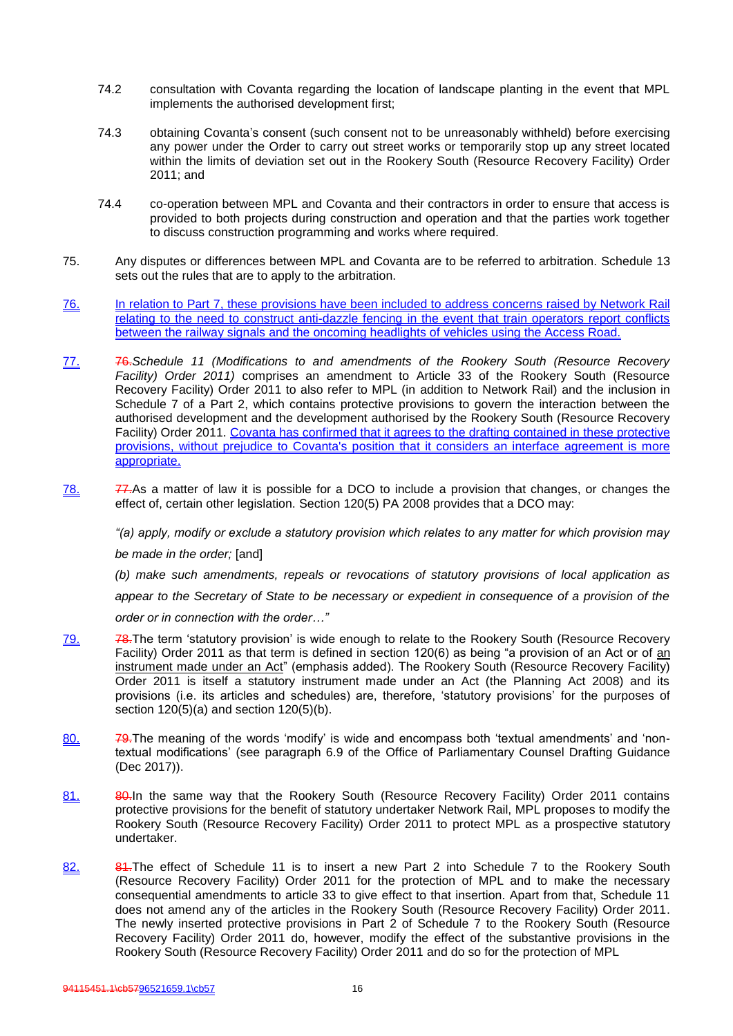74.2 consultation with Covanta regarding the location of landscape planting in the event that MPL implements the authorised development first;

74.3 obtaining Covanta's consent (such consent not to be unreasonably withheld) before exercising any power under the Order to carry out street works or temporarily stop up any street located within the limits of deviation set out in the Rookery South (Resource Recovery Facility) Order 2011; and

74.4 co-operation between MPL and Covanta and their contractors in order to ensure that access is provided to both projects during construction and operation and that the parties work together to discuss construction programming and works where required.

75. Any disputes or differences between MPL and Covanta are to be referred to arbitration. Schedule 13 sets out the rules that are to apply to the arbitration.

76. In relation to Part 7, these provisions have been included to address concerns raised by Network Rail relating to the need to construct anti-dazzle fencing in the event that train operators report conflicts between the railway signals and the oncoming headlights of vehicles using the Access Road.

77. ~~76.~~*Schedule 11 (Modifications to and amendments of the Rookery South (Resource Recovery Facility) Order 2011)* comprises an amendment to Article 33 of the Rookery South (Resource Recovery Facility) Order 2011 to also refer to MPL (in addition to Network Rail) and the inclusion in Schedule 7 of a Part 2, which contains protective provisions to govern the interaction between the authorised development and the development authorised by the Rookery South (Resource Recovery Facility) Order 2011. Covanta has confirmed that it agrees to the drafting contained in these protective provisions, without prejudice to Covanta's position that it considers an interface agreement is more appropriate.

78. ~~77.~~As a matter of law it is possible for a DCO to include a provision that changes, or changes the effect of, certain other legislation. Section 120(5) PA 2008 provides that a DCO may:

> *"(a) apply, modify or exclude a statutory provision which relates to any matter for which provision may be made in the order;* [and]
>
> *(b) make such amendments, repeals or revocations of statutory provisions of local application as appear to the Secretary of State to be necessary or expedient in consequence of a provision of the order or in connection with the order…"*

79. ~~78.~~The term 'statutory provision' is wide enough to relate to the Rookery South (Resource Recovery Facility) Order 2011 as that term is defined in section 120(6) as being "a provision of an Act or of <u>an instrument made under an Act</u>" (emphasis added). The Rookery South (Resource Recovery Facility) Order 2011 is itself a statutory instrument made under an Act (the Planning Act 2008) and its provisions (i.e. its articles and schedules) are, therefore, 'statutory provisions' for the purposes of section 120(5)(a) and section 120(5)(b).

80. ~~79.~~The meaning of the words 'modify' is wide and encompass both 'textual amendments' and 'non-textual modifications' (see paragraph 6.9 of the Office of Parliamentary Counsel Drafting Guidance (Dec 2017)).

81. ~~80.~~In the same way that the Rookery South (Resource Recovery Facility) Order 2011 contains protective provisions for the benefit of statutory undertaker Network Rail, MPL proposes to modify the Rookery South (Resource Recovery Facility) Order 2011 to protect MPL as a prospective statutory undertaker.

82. ~~81.~~The effect of Schedule 11 is to insert a new Part 2 into Schedule 7 to the Rookery South (Resource Recovery Facility) Order 2011 for the protection of MPL and to make the necessary consequential amendments to article 33 to give effect to that insertion. Apart from that, Schedule 11 does not amend any of the articles in the Rookery South (Resource Recovery Facility) Order 2011. The newly inserted protective provisions in Part 2 of Schedule 7 to the Rookery South (Resource Recovery Facility) Order 2011 do, however, modify the effect of the substantive provisions in the Rookery South (Resource Recovery Facility) Order 2011 and do so for the protection of MPL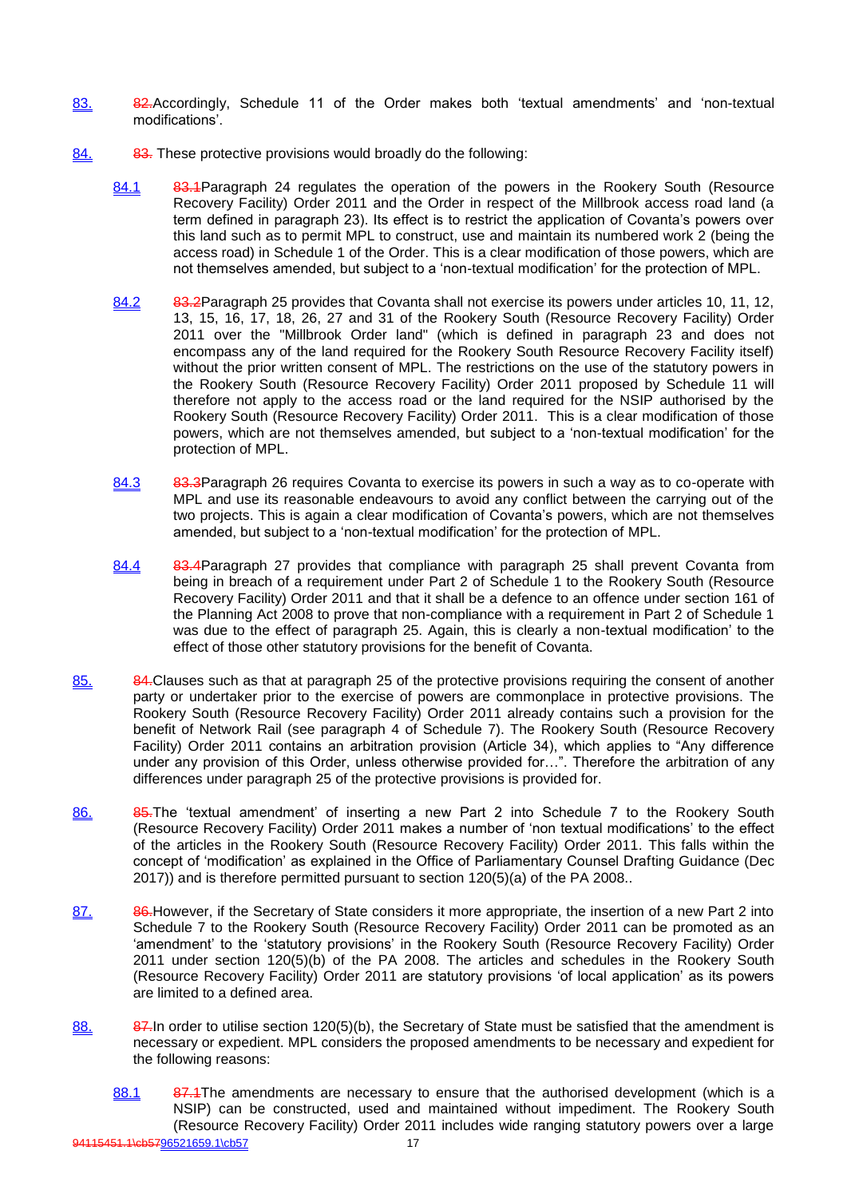83. ~~82.~~Accordingly, Schedule 11 of the Order makes both 'textual amendments' and 'non-textual modifications'.

84. ~~83.~~ These protective provisions would broadly do the following:

84.1 ~~83.1~~Paragraph 24 regulates the operation of the powers in the Rookery South (Resource Recovery Facility) Order 2011 and the Order in respect of the Millbrook access road land (a term defined in paragraph 23). Its effect is to restrict the application of Covanta's powers over this land such as to permit MPL to construct, use and maintain its numbered work 2 (being the access road) in Schedule 1 of the Order. This is a clear modification of those powers, which are not themselves amended, but subject to a 'non-textual modification' for the protection of MPL.

84.2 ~~83.2~~Paragraph 25 provides that Covanta shall not exercise its powers under articles 10, 11, 12, 13, 15, 16, 17, 18, 26, 27 and 31 of the Rookery South (Resource Recovery Facility) Order 2011 over the "Millbrook Order land" (which is defined in paragraph 23 and does not encompass any of the land required for the Rookery South Resource Recovery Facility itself) without the prior written consent of MPL. The restrictions on the use of the statutory powers in the Rookery South (Resource Recovery Facility) Order 2011 proposed by Schedule 11 will therefore not apply to the access road or the land required for the NSIP authorised by the Rookery South (Resource Recovery Facility) Order 2011. This is a clear modification of those powers, which are not themselves amended, but subject to a 'non-textual modification' for the protection of MPL.

84.3 ~~83.3~~Paragraph 26 requires Covanta to exercise its powers in such a way as to co-operate with MPL and use its reasonable endeavours to avoid any conflict between the carrying out of the two projects. This is again a clear modification of Covanta's powers, which are not themselves amended, but subject to a 'non-textual modification' for the protection of MPL.

84.4 ~~83.4~~Paragraph 27 provides that compliance with paragraph 25 shall prevent Covanta from being in breach of a requirement under Part 2 of Schedule 1 to the Rookery South (Resource Recovery Facility) Order 2011 and that it shall be a defence to an offence under section 161 of the Planning Act 2008 to prove that non-compliance with a requirement in Part 2 of Schedule 1 was due to the effect of paragraph 25. Again, this is clearly a non-textual modification' to the effect of those other statutory provisions for the benefit of Covanta.

85. ~~84.~~Clauses such as that at paragraph 25 of the protective provisions requiring the consent of another party or undertaker prior to the exercise of powers are commonplace in protective provisions. The Rookery South (Resource Recovery Facility) Order 2011 already contains such a provision for the benefit of Network Rail (see paragraph 4 of Schedule 7). The Rookery South (Resource Recovery Facility) Order 2011 contains an arbitration provision (Article 34), which applies to "Any difference under any provision of this Order, unless otherwise provided for…". Therefore the arbitration of any differences under paragraph 25 of the protective provisions is provided for.

86. ~~85.~~The 'textual amendment' of inserting a new Part 2 into Schedule 7 to the Rookery South (Resource Recovery Facility) Order 2011 makes a number of 'non textual modifications' to the effect of the articles in the Rookery South (Resource Recovery Facility) Order 2011. This falls within the concept of 'modification' as explained in the Office of Parliamentary Counsel Drafting Guidance (Dec 2017)) and is therefore permitted pursuant to section 120(5)(a) of the PA 2008..

87. ~~86.~~However, if the Secretary of State considers it more appropriate, the insertion of a new Part 2 into Schedule 7 to the Rookery South (Resource Recovery Facility) Order 2011 can be promoted as an 'amendment' to the 'statutory provisions' in the Rookery South (Resource Recovery Facility) Order 2011 under section 120(5)(b) of the PA 2008. The articles and schedules in the Rookery South (Resource Recovery Facility) Order 2011 are statutory provisions 'of local application' as its powers are limited to a defined area.

88. ~~87.~~In order to utilise section 120(5)(b), the Secretary of State must be satisfied that the amendment is necessary or expedient. MPL considers the proposed amendments to be necessary and expedient for the following reasons:

88.1 ~~87.1~~The amendments are necessary to ensure that the authorised development (which is a NSIP) can be constructed, used and maintained without impediment. The Rookery South (Resource Recovery Facility) Order 2011 includes wide ranging statutory powers over a large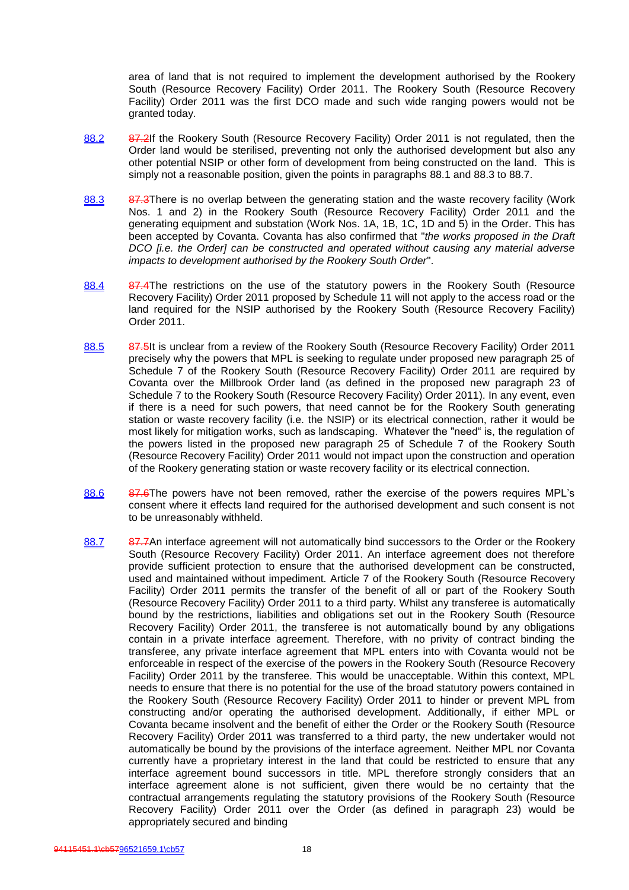area of land that is not required to implement the development authorised by the Rookery South (Resource Recovery Facility) Order 2011. The Rookery South (Resource Recovery Facility) Order 2011 was the first DCO made and such wide ranging powers would not be granted today.

88.2 ~~87.2~~If the Rookery South (Resource Recovery Facility) Order 2011 is not regulated, then the Order land would be sterilised, preventing not only the authorised development but also any other potential NSIP or other form of development from being constructed on the land. This is simply not a reasonable position, given the points in paragraphs 88.1 and 88.3 to 88.7.

88.3 ~~87.3~~There is no overlap between the generating station and the waste recovery facility (Work Nos. 1 and 2) in the Rookery South (Resource Recovery Facility) Order 2011 and the generating equipment and substation (Work Nos. 1A, 1B, 1C, 1D and 5) in the Order. This has been accepted by Covanta. Covanta has also confirmed that "*the works proposed in the Draft DCO [i.e. the Order] can be constructed and operated without causing any material adverse impacts to development authorised by the Rookery South Order*".

88.4 ~~87.4~~The restrictions on the use of the statutory powers in the Rookery South (Resource Recovery Facility) Order 2011 proposed by Schedule 11 will not apply to the access road or the land required for the NSIP authorised by the Rookery South (Resource Recovery Facility) Order 2011.

88.5 ~~87.5~~It is unclear from a review of the Rookery South (Resource Recovery Facility) Order 2011 precisely why the powers that MPL is seeking to regulate under proposed new paragraph 25 of Schedule 7 of the Rookery South (Resource Recovery Facility) Order 2011 are required by Covanta over the Millbrook Order land (as defined in the proposed new paragraph 23 of Schedule 7 to the Rookery South (Resource Recovery Facility) Order 2011). In any event, even if there is a need for such powers, that need cannot be for the Rookery South generating station or waste recovery facility (i.e. the NSIP) or its electrical connection, rather it would be most likely for mitigation works, such as landscaping. Whatever the "need" is, the regulation of the powers listed in the proposed new paragraph 25 of Schedule 7 of the Rookery South (Resource Recovery Facility) Order 2011 would not impact upon the construction and operation of the Rookery generating station or waste recovery facility or its electrical connection.

88.6 ~~87.6~~The powers have not been removed, rather the exercise of the powers requires MPL's consent where it effects land required for the authorised development and such consent is not to be unreasonably withheld.

88.7 ~~87.7~~An interface agreement will not automatically bind successors to the Order or the Rookery South (Resource Recovery Facility) Order 2011. An interface agreement does not therefore provide sufficient protection to ensure that the authorised development can be constructed, used and maintained without impediment. Article 7 of the Rookery South (Resource Recovery Facility) Order 2011 permits the transfer of the benefit of all or part of the Rookery South (Resource Recovery Facility) Order 2011 to a third party. Whilst any transferee is automatically bound by the restrictions, liabilities and obligations set out in the Rookery South (Resource Recovery Facility) Order 2011, the transferee is not automatically bound by any obligations contain in a private interface agreement. Therefore, with no privity of contract binding the transferee, any private interface agreement that MPL enters into with Covanta would not be enforceable in respect of the exercise of the powers in the Rookery South (Resource Recovery Facility) Order 2011 by the transferee. This would be unacceptable. Within this context, MPL needs to ensure that there is no potential for the use of the broad statutory powers contained in the Rookery South (Resource Recovery Facility) Order 2011 to hinder or prevent MPL from constructing and/or operating the authorised development. Additionally, if either MPL or Covanta became insolvent and the benefit of either the Order or the Rookery South (Resource Recovery Facility) Order 2011 was transferred to a third party, the new undertaker would not automatically be bound by the provisions of the interface agreement. Neither MPL nor Covanta currently have a proprietary interest in the land that could be restricted to ensure that any interface agreement bound successors in title. MPL therefore strongly considers that an interface agreement alone is not sufficient, given there would be no certainty that the contractual arrangements regulating the statutory provisions of the Rookery South (Resource Recovery Facility) Order 2011 over the Order (as defined in paragraph 23) would be appropriately secured and binding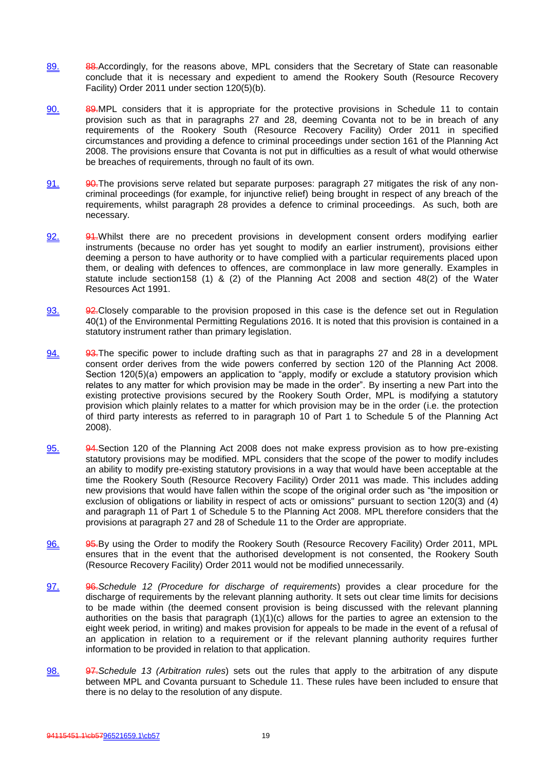89. ~~88.~~Accordingly, for the reasons above, MPL considers that the Secretary of State can reasonable conclude that it is necessary and expedient to amend the Rookery South (Resource Recovery Facility) Order 2011 under section 120(5)(b).

90. ~~89.~~MPL considers that it is appropriate for the protective provisions in Schedule 11 to contain provision such as that in paragraphs 27 and 28, deeming Covanta not to be in breach of any requirements of the Rookery South (Resource Recovery Facility) Order 2011 in specified circumstances and providing a defence to criminal proceedings under section 161 of the Planning Act 2008. The provisions ensure that Covanta is not put in difficulties as a result of what would otherwise be breaches of requirements, through no fault of its own.

91. ~~90.~~The provisions serve related but separate purposes: paragraph 27 mitigates the risk of any non-criminal proceedings (for example, for injunctive relief) being brought in respect of any breach of the requirements, whilst paragraph 28 provides a defence to criminal proceedings. As such, both are necessary.

92. ~~91.~~Whilst there are no precedent provisions in development consent orders modifying earlier instruments (because no order has yet sought to modify an earlier instrument), provisions either deeming a person to have authority or to have complied with a particular requirements placed upon them, or dealing with defences to offences, are commonplace in law more generally. Examples in statute include section158 (1) & (2) of the Planning Act 2008 and section 48(2) of the Water Resources Act 1991.

93. ~~92.~~Closely comparable to the provision proposed in this case is the defence set out in Regulation 40(1) of the Environmental Permitting Regulations 2016. It is noted that this provision is contained in a statutory instrument rather than primary legislation.

94. ~~93.~~The specific power to include drafting such as that in paragraphs 27 and 28 in a development consent order derives from the wide powers conferred by section 120 of the Planning Act 2008. Section 120(5)(a) empowers an application to "apply, modify or exclude a statutory provision which relates to any matter for which provision may be made in the order". By inserting a new Part into the existing protective provisions secured by the Rookery South Order, MPL is modifying a statutory provision which plainly relates to a matter for which provision may be in the order (i.e. the protection of third party interests as referred to in paragraph 10 of Part 1 to Schedule 5 of the Planning Act 2008).

95. ~~94.~~Section 120 of the Planning Act 2008 does not make express provision as to how pre-existing statutory provisions may be modified. MPL considers that the scope of the power to modify includes an ability to modify pre-existing statutory provisions in a way that would have been acceptable at the time the Rookery South (Resource Recovery Facility) Order 2011 was made. This includes adding new provisions that would have fallen within the scope of the original order such as "the imposition or exclusion of obligations or liability in respect of acts or omissions" pursuant to section 120(3) and (4) and paragraph 11 of Part 1 of Schedule 5 to the Planning Act 2008. MPL therefore considers that the provisions at paragraph 27 and 28 of Schedule 11 to the Order are appropriate.

96. ~~95.~~By using the Order to modify the Rookery South (Resource Recovery Facility) Order 2011, MPL ensures that in the event that the authorised development is not consented, the Rookery South (Resource Recovery Facility) Order 2011 would not be modified unnecessarily.

97. ~~96.~~*Schedule 12 (Procedure for discharge of requirements*) provides a clear procedure for the discharge of requirements by the relevant planning authority. It sets out clear time limits for decisions to be made within (the deemed consent provision is being discussed with the relevant planning authorities on the basis that paragraph (1)(1)(c) allows for the parties to agree an extension to the eight week period, in writing) and makes provision for appeals to be made in the event of a refusal of an application in relation to a requirement or if the relevant planning authority requires further information to be provided in relation to that application.

98. ~~97.~~*Schedule 13 (Arbitration rules*) sets out the rules that apply to the arbitration of any dispute between MPL and Covanta pursuant to Schedule 11. These rules have been included to ensure that there is no delay to the resolution of any dispute.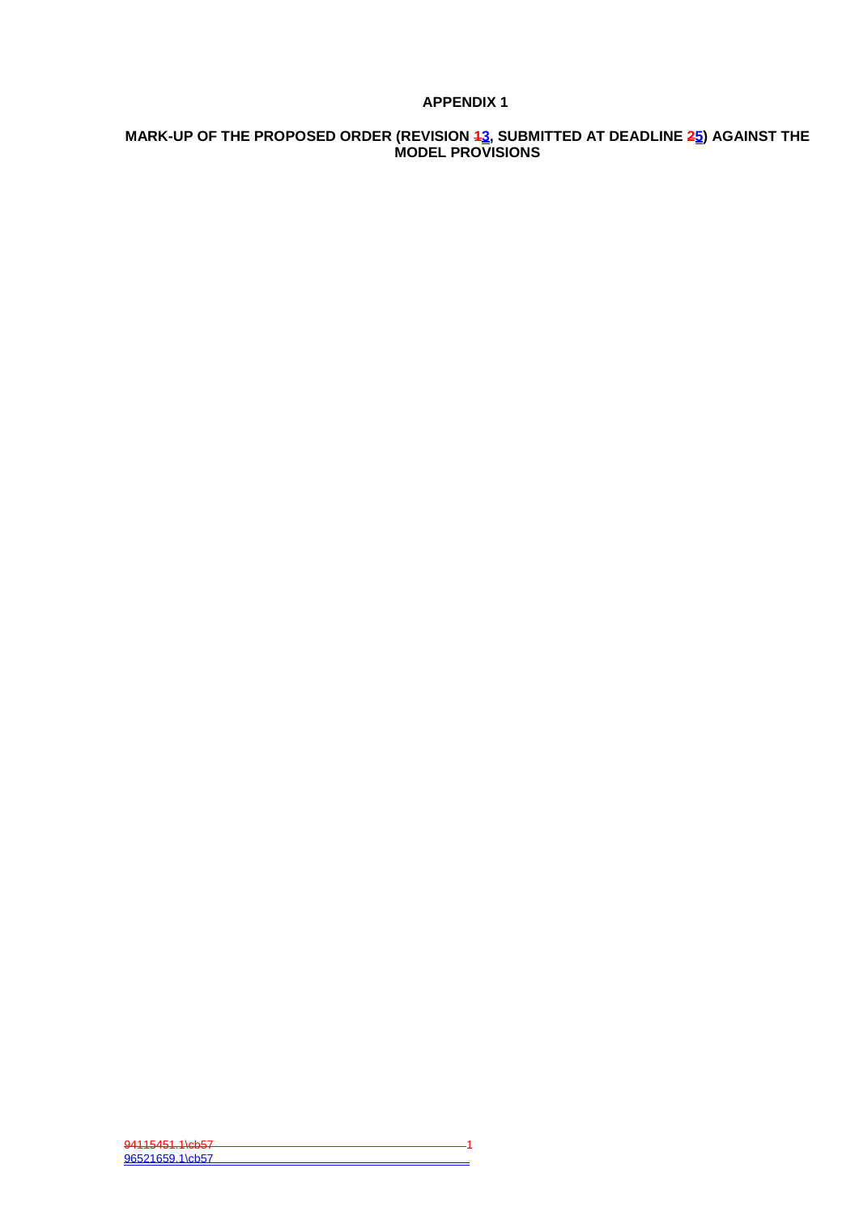**APPENDIX 1**

**MARK-UP OF THE PROPOSED ORDER (REVISION ~~1~~3, SUBMITTED AT DEADLINE ~~2~~5) AGAINST THE MODEL PROVISIONS**